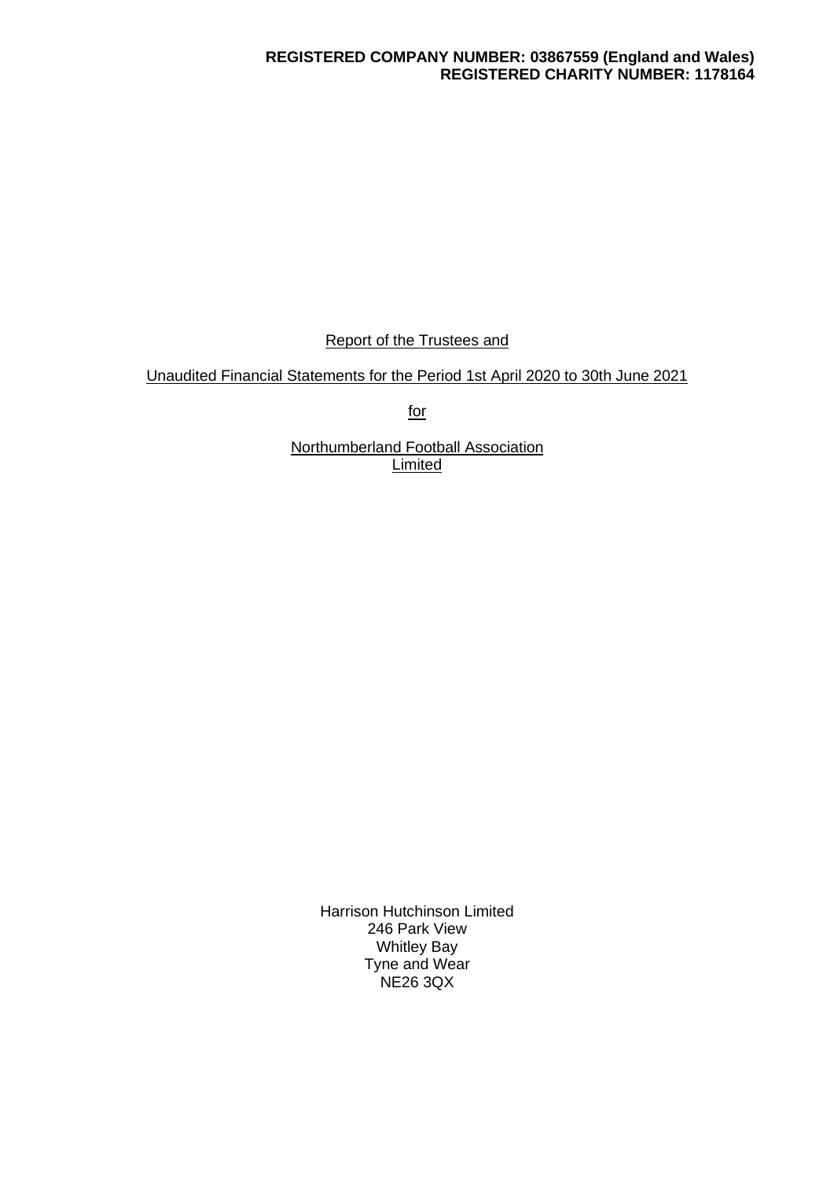**REGISTERED COMPANY NUMBER: 03867559 (England and Wales)**
**REGISTERED CHARITY NUMBER: 1178164**

Report of the Trustees and

Unaudited Financial Statements for the Period 1st April 2020 to 30th June 2021

for

Northumberland Football Association
Limited

Harrison Hutchinson Limited
246 Park View
Whitley Bay
Tyne and Wear
NE26 3QX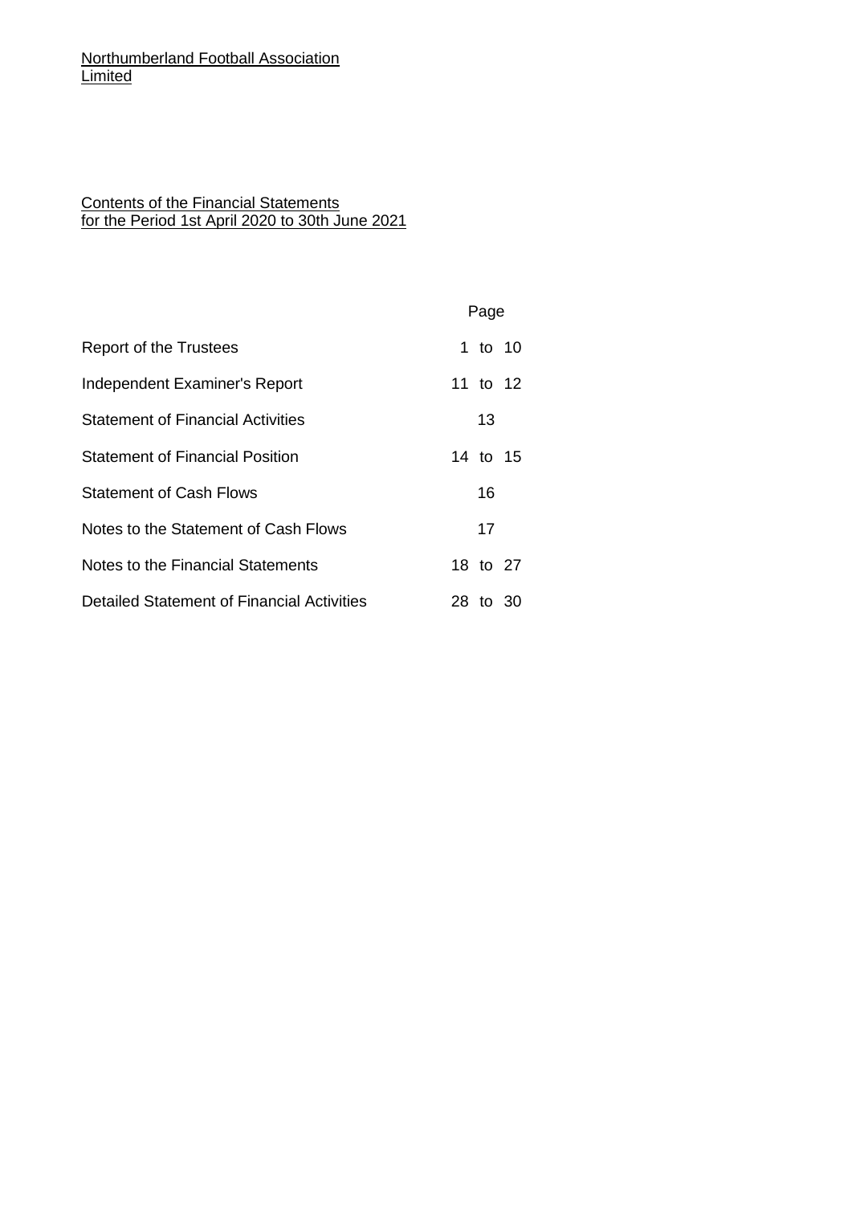Northumberland Football Association
Limited

Contents of the Financial Statements
for the Period 1st April 2020 to 30th June 2021

| | Page |
|---|---|
| Report of the Trustees | 1 to 10 |
| Independent Examiner's Report | 11 to 12 |
| Statement of Financial Activities | 13 |
| Statement of Financial Position | 14 to 15 |
| Statement of Cash Flows | 16 |
| Notes to the Statement of Cash Flows | 17 |
| Notes to the Financial Statements | 18 to 27 |
| Detailed Statement of Financial Activities | 28 to 30 |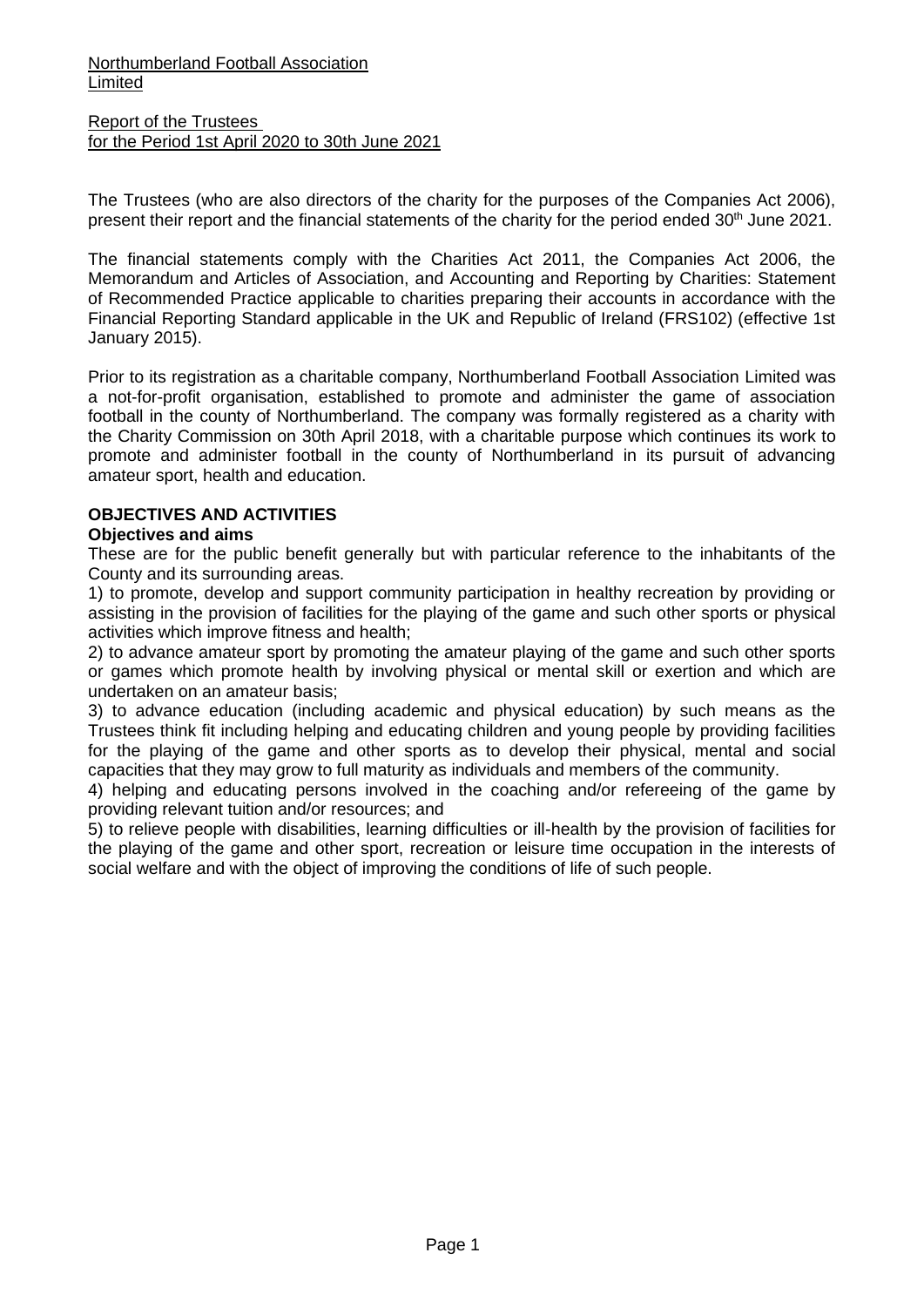Northumberland Football Association Limited

Report of the Trustees
for the Period 1st April 2020 to 30th June 2021

The Trustees (who are also directors of the charity for the purposes of the Companies Act 2006), present their report and the financial statements of the charity for the period ended 30th June 2021.

The financial statements comply with the Charities Act 2011, the Companies Act 2006, the Memorandum and Articles of Association, and Accounting and Reporting by Charities: Statement of Recommended Practice applicable to charities preparing their accounts in accordance with the Financial Reporting Standard applicable in the UK and Republic of Ireland (FRS102) (effective 1st January 2015).

Prior to its registration as a charitable company, Northumberland Football Association Limited was a not-for-profit organisation, established to promote and administer the game of association football in the county of Northumberland. The company was formally registered as a charity with the Charity Commission on 30th April 2018, with a charitable purpose which continues its work to promote and administer football in the county of Northumberland in its pursuit of advancing amateur sport, health and education.

## OBJECTIVES AND ACTIVITIES

### Objectives and aims

These are for the public benefit generally but with particular reference to the inhabitants of the County and its surrounding areas.

1) to promote, develop and support community participation in healthy recreation by providing or assisting in the provision of facilities for the playing of the game and such other sports or physical activities which improve fitness and health;

2) to advance amateur sport by promoting the amateur playing of the game and such other sports or games which promote health by involving physical or mental skill or exertion and which are undertaken on an amateur basis;

3) to advance education (including academic and physical education) by such means as the Trustees think fit including helping and educating children and young people by providing facilities for the playing of the game and other sports as to develop their physical, mental and social capacities that they may grow to full maturity as individuals and members of the community.

4) helping and educating persons involved in the coaching and/or refereeing of the game by providing relevant tuition and/or resources; and

5) to relieve people with disabilities, learning difficulties or ill-health by the provision of facilities for the playing of the game and other sport, recreation or leisure time occupation in the interests of social welfare and with the object of improving the conditions of life of such people.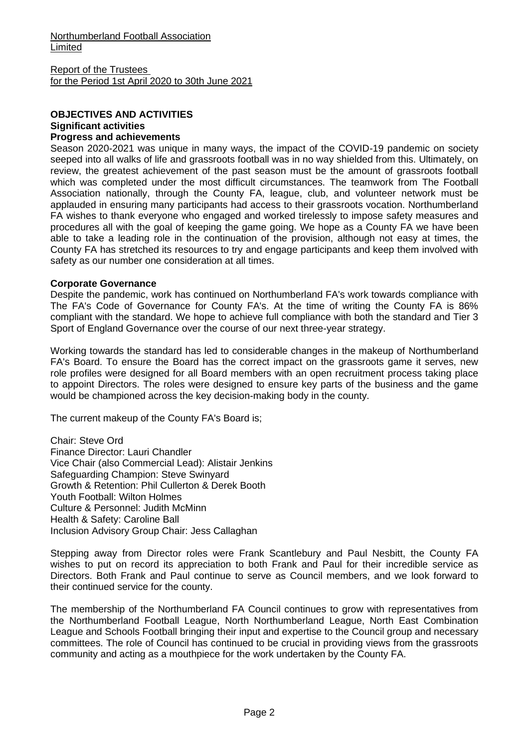Northumberland Football Association Limited

Report of the Trustees for the Period 1st April 2020 to 30th June 2021

## OBJECTIVES AND ACTIVITIES

### Significant activities

### Progress and achievements

Season 2020-2021 was unique in many ways, the impact of the COVID-19 pandemic on society seeped into all walks of life and grassroots football was in no way shielded from this. Ultimately, on review, the greatest achievement of the past season must be the amount of grassroots football which was completed under the most difficult circumstances. The teamwork from The Football Association nationally, through the County FA, league, club, and volunteer network must be applauded in ensuring many participants had access to their grassroots vocation. Northumberland FA wishes to thank everyone who engaged and worked tirelessly to impose safety measures and procedures all with the goal of keeping the game going. We hope as a County FA we have been able to take a leading role in the continuation of the provision, although not easy at times, the County FA has stretched its resources to try and engage participants and keep them involved with safety as our number one consideration at all times.

### Corporate Governance

Despite the pandemic, work has continued on Northumberland FA's work towards compliance with The FA's Code of Governance for County FA's. At the time of writing the County FA is 86% compliant with the standard. We hope to achieve full compliance with both the standard and Tier 3 Sport of England Governance over the course of our next three-year strategy.

Working towards the standard has led to considerable changes in the makeup of Northumberland FA's Board. To ensure the Board has the correct impact on the grassroots game it serves, new role profiles were designed for all Board members with an open recruitment process taking place to appoint Directors. The roles were designed to ensure key parts of the business and the game would be championed across the key decision-making body in the county.

The current makeup of the County FA's Board is;

Chair: Steve Ord
Finance Director: Lauri Chandler
Vice Chair (also Commercial Lead): Alistair Jenkins
Safeguarding Champion: Steve Swinyard
Growth & Retention: Phil Cullerton & Derek Booth
Youth Football: Wilton Holmes
Culture & Personnel: Judith McMinn
Health & Safety: Caroline Ball
Inclusion Advisory Group Chair: Jess Callaghan

Stepping away from Director roles were Frank Scantlebury and Paul Nesbitt, the County FA wishes to put on record its appreciation to both Frank and Paul for their incredible service as Directors. Both Frank and Paul continue to serve as Council members, and we look forward to their continued service for the county.

The membership of the Northumberland FA Council continues to grow with representatives from the Northumberland Football League, North Northumberland League, North East Combination League and Schools Football bringing their input and expertise to the Council group and necessary committees. The role of Council has continued to be crucial in providing views from the grassroots community and acting as a mouthpiece for the work undertaken by the County FA.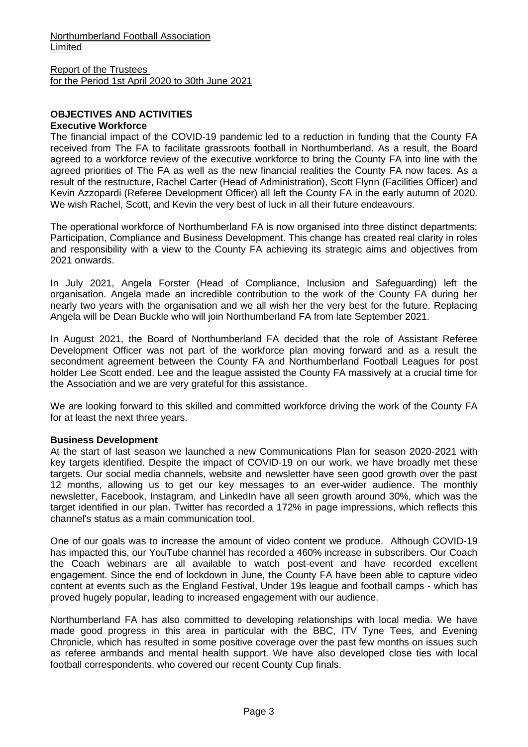Northumberland Football Association Limited

Report of the Trustees for the Period 1st April 2020 to 30th June 2021

## OBJECTIVES AND ACTIVITIES

### Executive Workforce

The financial impact of the COVID-19 pandemic led to a reduction in funding that the County FA received from The FA to facilitate grassroots football in Northumberland. As a result, the Board agreed to a workforce review of the executive workforce to bring the County FA into line with the agreed priorities of The FA as well as the new financial realities the County FA now faces. As a result of the restructure, Rachel Carter (Head of Administration), Scott Flynn (Facilities Officer) and Kevin Azzopardi (Referee Development Officer) all left the County FA in the early autumn of 2020. We wish Rachel, Scott, and Kevin the very best of luck in all their future endeavours.

The operational workforce of Northumberland FA is now organised into three distinct departments; Participation, Compliance and Business Development. This change has created real clarity in roles and responsibility with a view to the County FA achieving its strategic aims and objectives from 2021 onwards.

In July 2021, Angela Forster (Head of Compliance, Inclusion and Safeguarding) left the organisation. Angela made an incredible contribution to the work of the County FA during her nearly two years with the organisation and we all wish her the very best for the future. Replacing Angela will be Dean Buckle who will join Northumberland FA from late September 2021.

In August 2021, the Board of Northumberland FA decided that the role of Assistant Referee Development Officer was not part of the workforce plan moving forward and as a result the secondment agreement between the County FA and Northumberland Football Leagues for post holder Lee Scott ended. Lee and the league assisted the County FA massively at a crucial time for the Association and we are very grateful for this assistance.

We are looking forward to this skilled and committed workforce driving the work of the County FA for at least the next three years.

### Business Development

At the start of last season we launched a new Communications Plan for season 2020-2021 with key targets identified. Despite the impact of COVID-19 on our work, we have broadly met these targets. Our social media channels, website and newsletter have seen good growth over the past 12 months, allowing us to get our key messages to an ever-wider audience. The monthly newsletter, Facebook, Instagram, and LinkedIn have all seen growth around 30%, which was the target identified in our plan. Twitter has recorded a 172% in page impressions, which reflects this channel's status as a main communication tool.

One of our goals was to increase the amount of video content we produce. Although COVID-19 has impacted this, our YouTube channel has recorded a 460% increase in subscribers. Our Coach the Coach webinars are all available to watch post-event and have recorded excellent engagement. Since the end of lockdown in June, the County FA have been able to capture video content at events such as the England Festival, Under 19s league and football camps - which has proved hugely popular, leading to increased engagement with our audience.

Northumberland FA has also committed to developing relationships with local media. We have made good progress in this area in particular with the BBC, ITV Tyne Tees, and Evening Chronicle, which has resulted in some positive coverage over the past few months on issues such as referee armbands and mental health support. We have also developed close ties with local football correspondents, who covered our recent County Cup finals.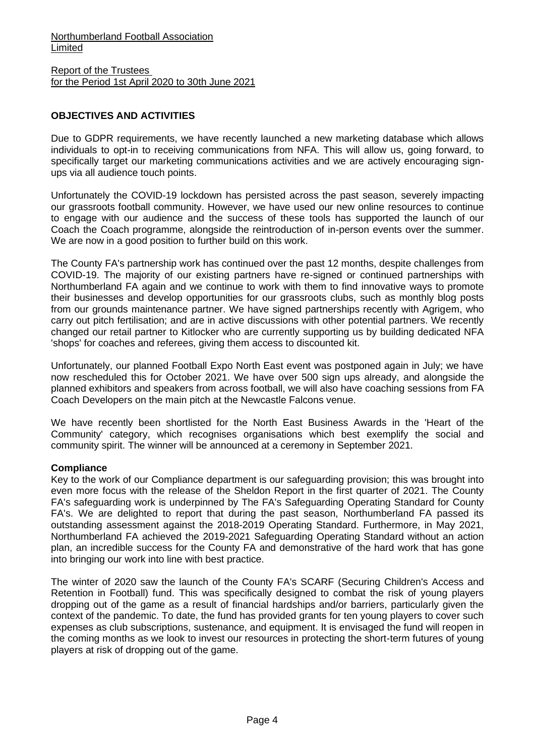Northumberland Football Association Limited

Report of the Trustees for the Period 1st April 2020 to 30th June 2021

## OBJECTIVES AND ACTIVITIES

Due to GDPR requirements, we have recently launched a new marketing database which allows individuals to opt-in to receiving communications from NFA. This will allow us, going forward, to specifically target our marketing communications activities and we are actively encouraging sign-ups via all audience touch points.

Unfortunately the COVID-19 lockdown has persisted across the past season, severely impacting our grassroots football community. However, we have used our new online resources to continue to engage with our audience and the success of these tools has supported the launch of our Coach the Coach programme, alongside the reintroduction of in-person events over the summer. We are now in a good position to further build on this work.

The County FA's partnership work has continued over the past 12 months, despite challenges from COVID-19. The majority of our existing partners have re-signed or continued partnerships with Northumberland FA again and we continue to work with them to find innovative ways to promote their businesses and develop opportunities for our grassroots clubs, such as monthly blog posts from our grounds maintenance partner. We have signed partnerships recently with Agrigem, who carry out pitch fertilisation; and are in active discussions with other potential partners. We recently changed our retail partner to Kitlocker who are currently supporting us by building dedicated NFA 'shops' for coaches and referees, giving them access to discounted kit.

Unfortunately, our planned Football Expo North East event was postponed again in July; we have now rescheduled this for October 2021. We have over 500 sign ups already, and alongside the planned exhibitors and speakers from across football, we will also have coaching sessions from FA Coach Developers on the main pitch at the Newcastle Falcons venue.

We have recently been shortlisted for the North East Business Awards in the 'Heart of the Community' category, which recognises organisations which best exemplify the social and community spirit. The winner will be announced at a ceremony in September 2021.

### Compliance

Key to the work of our Compliance department is our safeguarding provision; this was brought into even more focus with the release of the Sheldon Report in the first quarter of 2021. The County FA's safeguarding work is underpinned by The FA's Safeguarding Operating Standard for County FA's. We are delighted to report that during the past season, Northumberland FA passed its outstanding assessment against the 2018-2019 Operating Standard. Furthermore, in May 2021, Northumberland FA achieved the 2019-2021 Safeguarding Operating Standard without an action plan, an incredible success for the County FA and demonstrative of the hard work that has gone into bringing our work into line with best practice.

The winter of 2020 saw the launch of the County FA's SCARF (Securing Children's Access and Retention in Football) fund. This was specifically designed to combat the risk of young players dropping out of the game as a result of financial hardships and/or barriers, particularly given the context of the pandemic. To date, the fund has provided grants for ten young players to cover such expenses as club subscriptions, sustenance, and equipment. It is envisaged the fund will reopen in the coming months as we look to invest our resources in protecting the short-term futures of young players at risk of dropping out of the game.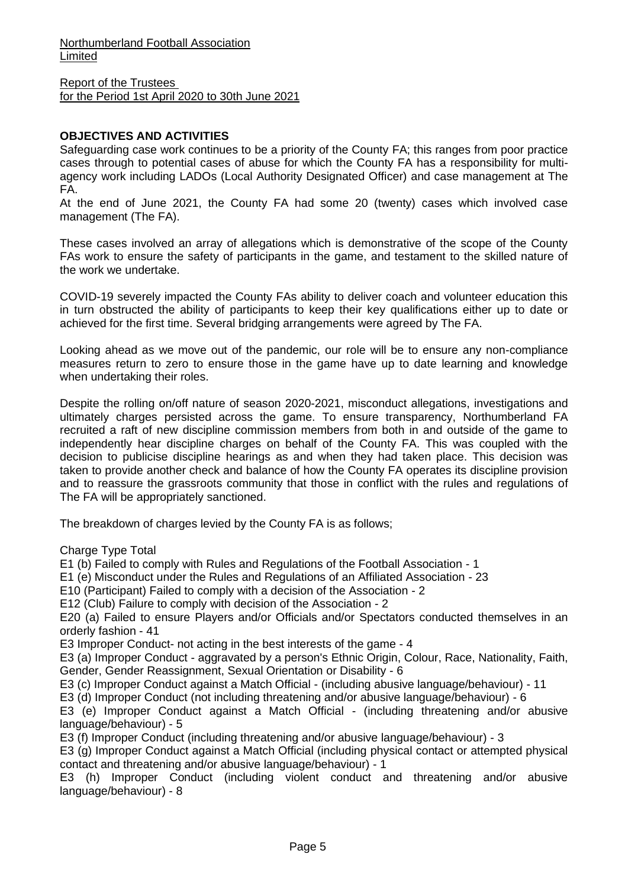Northumberland Football Association Limited

Report of the Trustees for the Period 1st April 2020 to 30th June 2021

**OBJECTIVES AND ACTIVITIES**

Safeguarding case work continues to be a priority of the County FA; this ranges from poor practice cases through to potential cases of abuse for which the County FA has a responsibility for multi-agency work including LADOs (Local Authority Designated Officer) and case management at The FA.

At the end of June 2021, the County FA had some 20 (twenty) cases which involved case management (The FA).

These cases involved an array of allegations which is demonstrative of the scope of the County FAs work to ensure the safety of participants in the game, and testament to the skilled nature of the work we undertake.

COVID-19 severely impacted the County FAs ability to deliver coach and volunteer education this in turn obstructed the ability of participants to keep their key qualifications either up to date or achieved for the first time. Several bridging arrangements were agreed by The FA.

Looking ahead as we move out of the pandemic, our role will be to ensure any non-compliance measures return to zero to ensure those in the game have up to date learning and knowledge when undertaking their roles.

Despite the rolling on/off nature of season 2020-2021, misconduct allegations, investigations and ultimately charges persisted across the game. To ensure transparency, Northumberland FA recruited a raft of new discipline commission members from both in and outside of the game to independently hear discipline charges on behalf of the County FA. This was coupled with the decision to publicise discipline hearings as and when they had taken place. This decision was taken to provide another check and balance of how the County FA operates its discipline provision and to reassure the grassroots community that those in conflict with the rules and regulations of The FA will be appropriately sanctioned.

The breakdown of charges levied by the County FA is as follows;

Charge Type Total

E1 (b) Failed to comply with Rules and Regulations of the Football Association - 1

E1 (e) Misconduct under the Rules and Regulations of an Affiliated Association - 23

E10 (Participant) Failed to comply with a decision of the Association - 2

E12 (Club) Failure to comply with decision of the Association - 2

E20 (a) Failed to ensure Players and/or Officials and/or Spectators conducted themselves in an orderly fashion - 41

E3 Improper Conduct- not acting in the best interests of the game - 4

E3 (a) Improper Conduct - aggravated by a person's Ethnic Origin, Colour, Race, Nationality, Faith, Gender, Gender Reassignment, Sexual Orientation or Disability - 6

E3 (c) Improper Conduct against a Match Official - (including abusive language/behaviour) - 11

E3 (d) Improper Conduct (not including threatening and/or abusive language/behaviour) - 6

E3 (e) Improper Conduct against a Match Official - (including threatening and/or abusive language/behaviour) - 5

E3 (f) Improper Conduct (including threatening and/or abusive language/behaviour) - 3

E3 (g) Improper Conduct against a Match Official (including physical contact or attempted physical contact and threatening and/or abusive language/behaviour) - 1

E3 (h) Improper Conduct (including violent conduct and threatening and/or abusive language/behaviour) - 8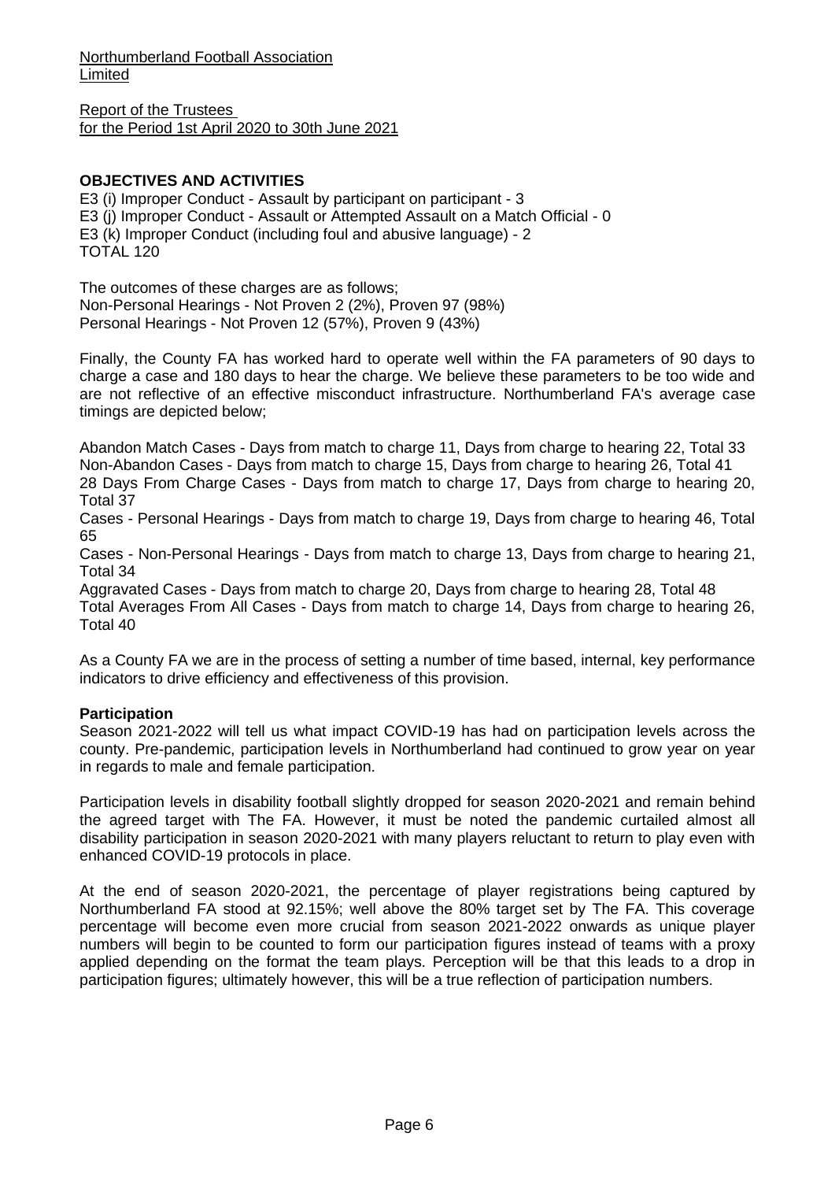Northumberland Football Association Limited

Report of the Trustees
for the Period 1st April 2020 to 30th June 2021

## OBJECTIVES AND ACTIVITIES

E3 (i) Improper Conduct - Assault by participant on participant - 3
E3 (j) Improper Conduct - Assault or Attempted Assault on a Match Official - 0
E3 (k) Improper Conduct (including foul and abusive language) - 2
TOTAL 120

The outcomes of these charges are as follows;
Non-Personal Hearings - Not Proven 2 (2%), Proven 97 (98%)
Personal Hearings - Not Proven 12 (57%), Proven 9 (43%)

Finally, the County FA has worked hard to operate well within the FA parameters of 90 days to charge a case and 180 days to hear the charge. We believe these parameters to be too wide and are not reflective of an effective misconduct infrastructure. Northumberland FA's average case timings are depicted below;

Abandon Match Cases - Days from match to charge 11, Days from charge to hearing 22, Total 33
Non-Abandon Cases - Days from match to charge 15, Days from charge to hearing 26, Total 41
28 Days From Charge Cases - Days from match to charge 17, Days from charge to hearing 20, Total 37
Cases - Personal Hearings - Days from match to charge 19, Days from charge to hearing 46, Total 65
Cases - Non-Personal Hearings - Days from match to charge 13, Days from charge to hearing 21, Total 34
Aggravated Cases - Days from match to charge 20, Days from charge to hearing 28, Total 48
Total Averages From All Cases - Days from match to charge 14, Days from charge to hearing 26, Total 40

As a County FA we are in the process of setting a number of time based, internal, key performance indicators to drive efficiency and effectiveness of this provision.

### Participation

Season 2021-2022 will tell us what impact COVID-19 has had on participation levels across the county. Pre-pandemic, participation levels in Northumberland had continued to grow year on year in regards to male and female participation.

Participation levels in disability football slightly dropped for season 2020-2021 and remain behind the agreed target with The FA. However, it must be noted the pandemic curtailed almost all disability participation in season 2020-2021 with many players reluctant to return to play even with enhanced COVID-19 protocols in place.

At the end of season 2020-2021, the percentage of player registrations being captured by Northumberland FA stood at 92.15%; well above the 80% target set by The FA. This coverage percentage will become even more crucial from season 2021-2022 onwards as unique player numbers will begin to be counted to form our participation figures instead of teams with a proxy applied depending on the format the team plays. Perception will be that this leads to a drop in participation figures; ultimately however, this will be a true reflection of participation numbers.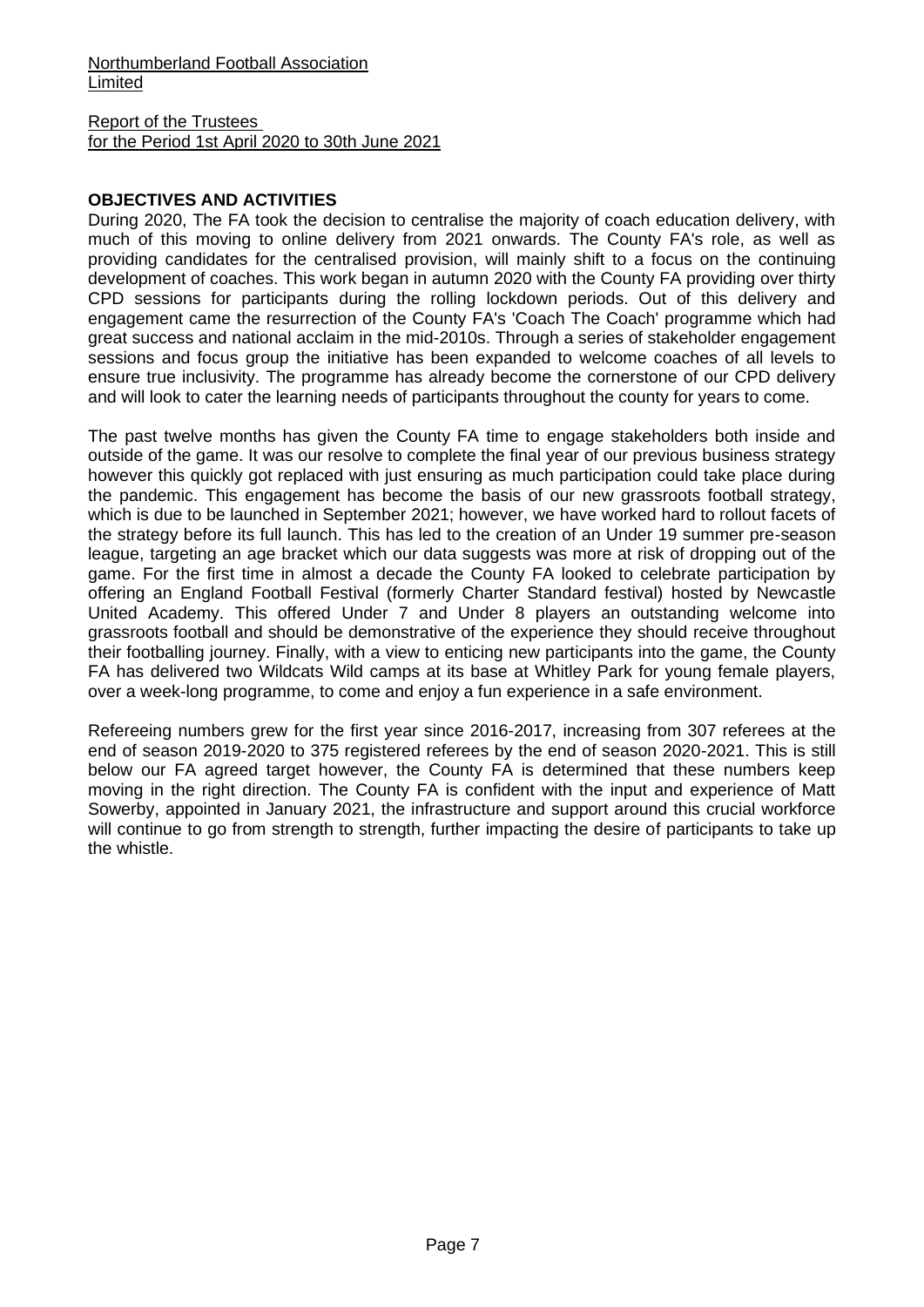Northumberland Football Association Limited

Report of the Trustees
for the Period 1st April 2020 to 30th June 2021

**OBJECTIVES AND ACTIVITIES**

During 2020, The FA took the decision to centralise the majority of coach education delivery, with much of this moving to online delivery from 2021 onwards. The County FA's role, as well as providing candidates for the centralised provision, will mainly shift to a focus on the continuing development of coaches. This work began in autumn 2020 with the County FA providing over thirty CPD sessions for participants during the rolling lockdown periods. Out of this delivery and engagement came the resurrection of the County FA's 'Coach The Coach' programme which had great success and national acclaim in the mid-2010s. Through a series of stakeholder engagement sessions and focus group the initiative has been expanded to welcome coaches of all levels to ensure true inclusivity. The programme has already become the cornerstone of our CPD delivery and will look to cater the learning needs of participants throughout the county for years to come.

The past twelve months has given the County FA time to engage stakeholders both inside and outside of the game. It was our resolve to complete the final year of our previous business strategy however this quickly got replaced with just ensuring as much participation could take place during the pandemic. This engagement has become the basis of our new grassroots football strategy, which is due to be launched in September 2021; however, we have worked hard to rollout facets of the strategy before its full launch. This has led to the creation of an Under 19 summer pre-season league, targeting an age bracket which our data suggests was more at risk of dropping out of the game. For the first time in almost a decade the County FA looked to celebrate participation by offering an England Football Festival (formerly Charter Standard festival) hosted by Newcastle United Academy. This offered Under 7 and Under 8 players an outstanding welcome into grassroots football and should be demonstrative of the experience they should receive throughout their footballing journey. Finally, with a view to enticing new participants into the game, the County FA has delivered two Wildcats Wild camps at its base at Whitley Park for young female players, over a week-long programme, to come and enjoy a fun experience in a safe environment.

Refereeing numbers grew for the first year since 2016-2017, increasing from 307 referees at the end of season 2019-2020 to 375 registered referees by the end of season 2020-2021. This is still below our FA agreed target however, the County FA is determined that these numbers keep moving in the right direction. The County FA is confident with the input and experience of Matt Sowerby, appointed in January 2021, the infrastructure and support around this crucial workforce will continue to go from strength to strength, further impacting the desire of participants to take up the whistle.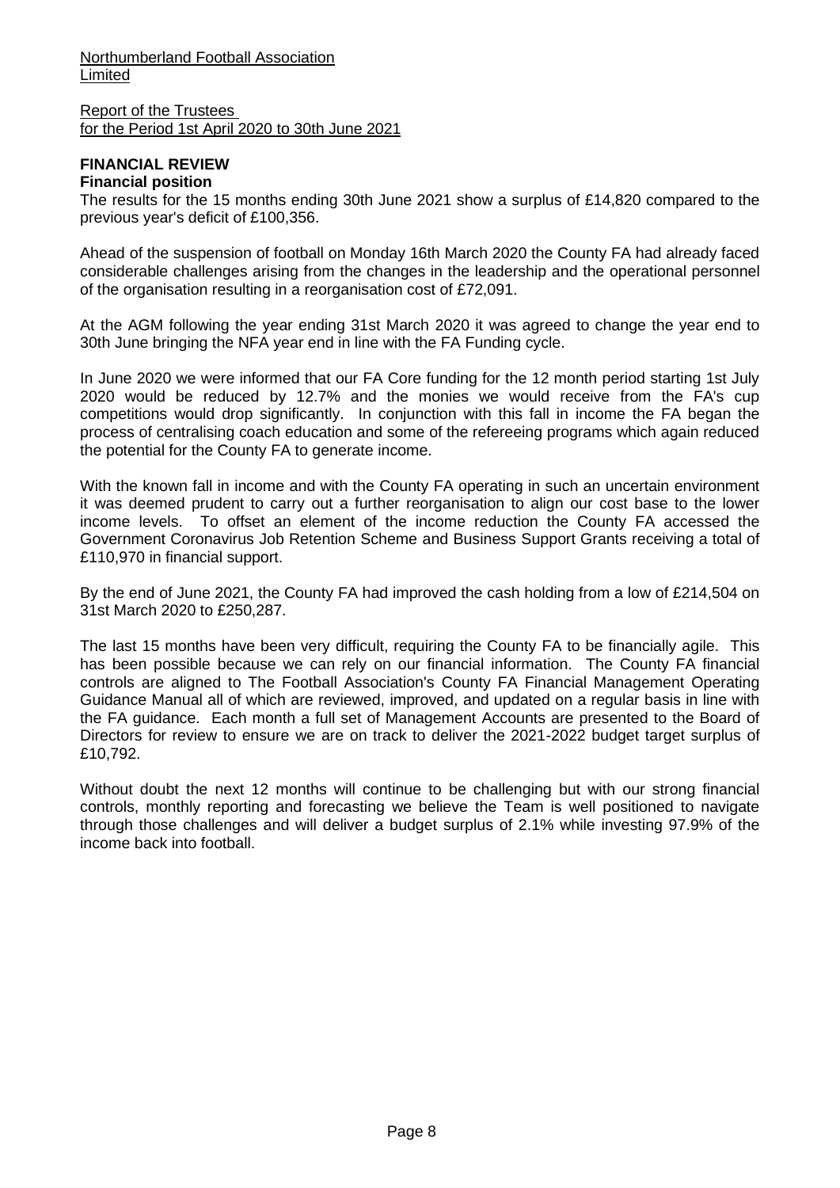Northumberland Football Association Limited

Report of the Trustees
for the Period 1st April 2020 to 30th June 2021

## FINANCIAL REVIEW

### Financial position

The results for the 15 months ending 30th June 2021 show a surplus of £14,820 compared to the previous year's deficit of £100,356.

Ahead of the suspension of football on Monday 16th March 2020 the County FA had already faced considerable challenges arising from the changes in the leadership and the operational personnel of the organisation resulting in a reorganisation cost of £72,091.

At the AGM following the year ending 31st March 2020 it was agreed to change the year end to 30th June bringing the NFA year end in line with the FA Funding cycle.

In June 2020 we were informed that our FA Core funding for the 12 month period starting 1st July 2020 would be reduced by 12.7% and the monies we would receive from the FA's cup competitions would drop significantly. In conjunction with this fall in income the FA began the process of centralising coach education and some of the refereeing programs which again reduced the potential for the County FA to generate income.

With the known fall in income and with the County FA operating in such an uncertain environment it was deemed prudent to carry out a further reorganisation to align our cost base to the lower income levels. To offset an element of the income reduction the County FA accessed the Government Coronavirus Job Retention Scheme and Business Support Grants receiving a total of £110,970 in financial support.

By the end of June 2021, the County FA had improved the cash holding from a low of £214,504 on 31st March 2020 to £250,287.

The last 15 months have been very difficult, requiring the County FA to be financially agile. This has been possible because we can rely on our financial information. The County FA financial controls are aligned to The Football Association's County FA Financial Management Operating Guidance Manual all of which are reviewed, improved, and updated on a regular basis in line with the FA guidance. Each month a full set of Management Accounts are presented to the Board of Directors for review to ensure we are on track to deliver the 2021-2022 budget target surplus of £10,792.

Without doubt the next 12 months will continue to be challenging but with our strong financial controls, monthly reporting and forecasting we believe the Team is well positioned to navigate through those challenges and will deliver a budget surplus of 2.1% while investing 97.9% of the income back into football.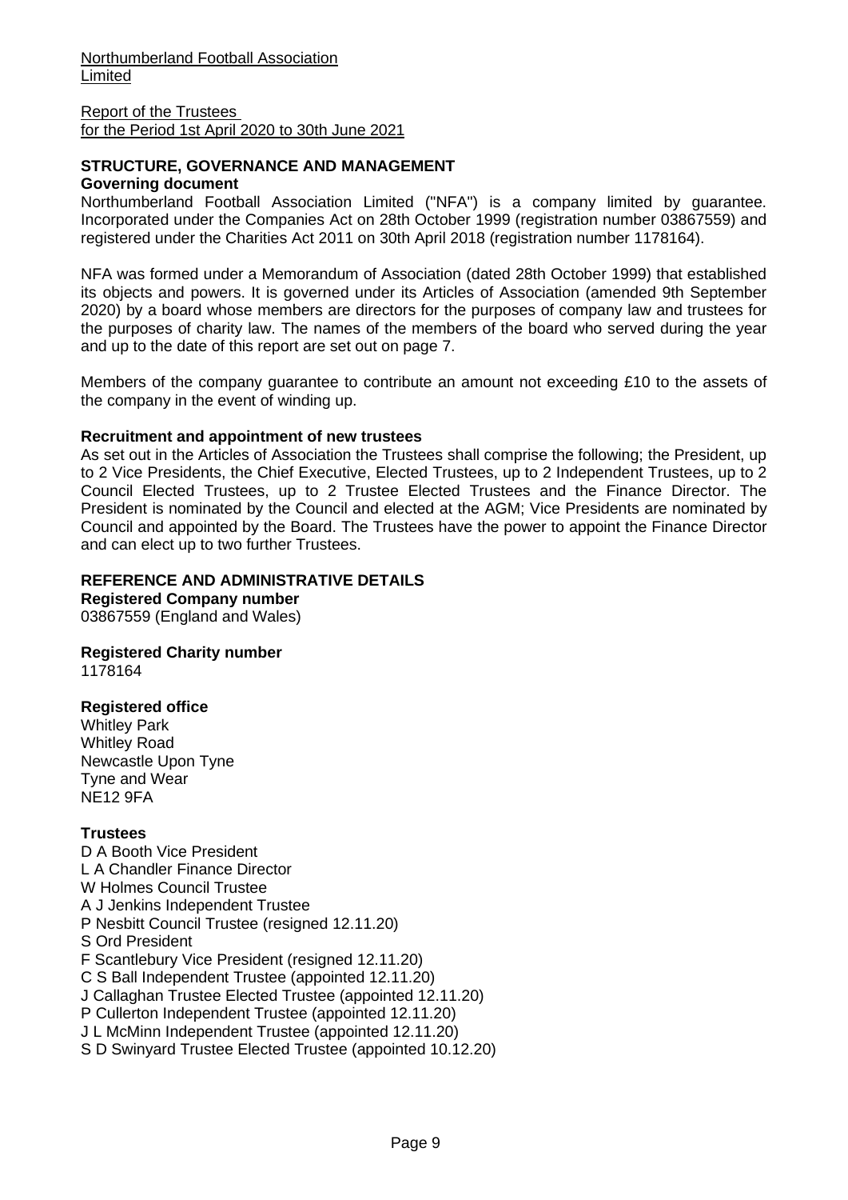Northumberland Football Association Limited

Report of the Trustees
for the Period 1st April 2020 to 30th June 2021

## STRUCTURE, GOVERNANCE AND MANAGEMENT

### Governing document

Northumberland Football Association Limited ("NFA") is a company limited by guarantee. Incorporated under the Companies Act on 28th October 1999 (registration number 03867559) and registered under the Charities Act 2011 on 30th April 2018 (registration number 1178164).

NFA was formed under a Memorandum of Association (dated 28th October 1999) that established its objects and powers. It is governed under its Articles of Association (amended 9th September 2020) by a board whose members are directors for the purposes of company law and trustees for the purposes of charity law. The names of the members of the board who served during the year and up to the date of this report are set out on page 7.

Members of the company guarantee to contribute an amount not exceeding £10 to the assets of the company in the event of winding up.

### Recruitment and appointment of new trustees

As set out in the Articles of Association the Trustees shall comprise the following; the President, up to 2 Vice Presidents, the Chief Executive, Elected Trustees, up to 2 Independent Trustees, up to 2 Council Elected Trustees, up to 2 Trustee Elected Trustees and the Finance Director. The President is nominated by the Council and elected at the AGM; Vice Presidents are nominated by Council and appointed by the Board. The Trustees have the power to appoint the Finance Director and can elect up to two further Trustees.

## REFERENCE AND ADMINISTRATIVE DETAILS

### Registered Company number

03867559 (England and Wales)

### Registered Charity number

1178164

### Registered office

Whitley Park
Whitley Road
Newcastle Upon Tyne
Tyne and Wear
NE12 9FA

### Trustees

D A Booth Vice President
L A Chandler Finance Director
W Holmes Council Trustee
A J Jenkins Independent Trustee
P Nesbitt Council Trustee (resigned 12.11.20)
S Ord President
F Scantlebury Vice President (resigned 12.11.20)
C S Ball Independent Trustee (appointed 12.11.20)
J Callaghan Trustee Elected Trustee (appointed 12.11.20)
P Cullerton Independent Trustee (appointed 12.11.20)
J L McMinn Independent Trustee (appointed 12.11.20)
S D Swinyard Trustee Elected Trustee (appointed 10.12.20)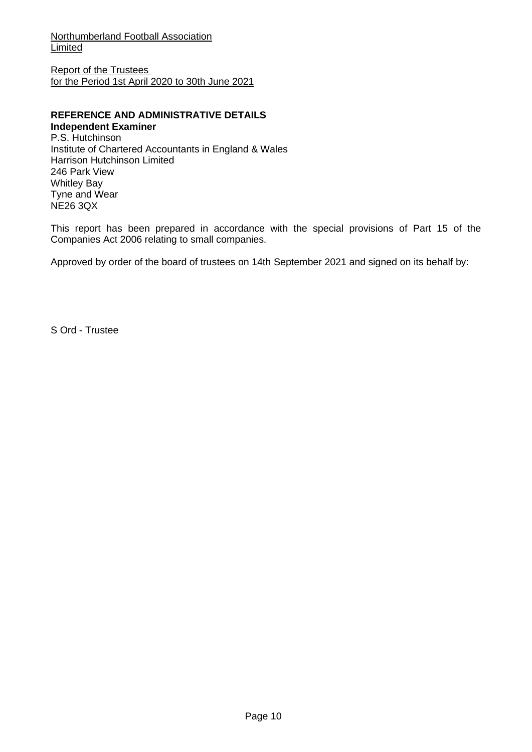Northumberland Football Association Limited

Report of the Trustees
for the Period 1st April 2020 to 30th June 2021

## REFERENCE AND ADMINISTRATIVE DETAILS

**Independent Examiner**
P.S. Hutchinson
Institute of Chartered Accountants in England & Wales
Harrison Hutchinson Limited
246 Park View
Whitley Bay
Tyne and Wear
NE26 3QX

This report has been prepared in accordance with the special provisions of Part 15 of the Companies Act 2006 relating to small companies.

Approved by order of the board of trustees on 14th September 2021 and signed on its behalf by:

S Ord - Trustee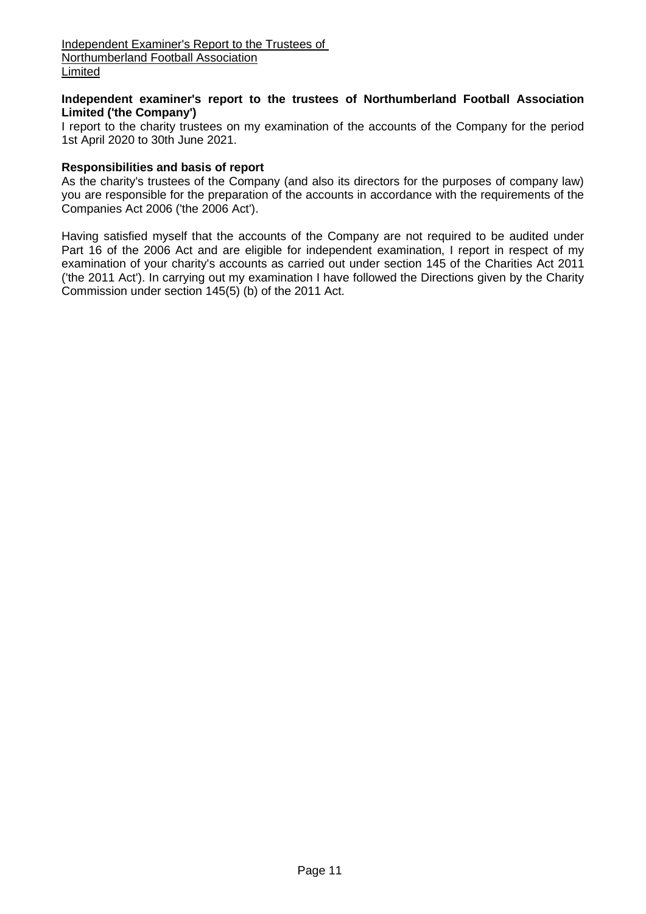**Independent examiner's report to the trustees of Northumberland Football Association Limited ('the Company')**

I report to the charity trustees on my examination of the accounts of the Company for the period 1st April 2020 to 30th June 2021.

**Responsibilities and basis of report**

As the charity's trustees of the Company (and also its directors for the purposes of company law) you are responsible for the preparation of the accounts in accordance with the requirements of the Companies Act 2006 ('the 2006 Act').

Having satisfied myself that the accounts of the Company are not required to be audited under Part 16 of the 2006 Act and are eligible for independent examination, I report in respect of my examination of your charity's accounts as carried out under section 145 of the Charities Act 2011 ('the 2011 Act'). In carrying out my examination I have followed the Directions given by the Charity Commission under section 145(5) (b) of the 2011 Act.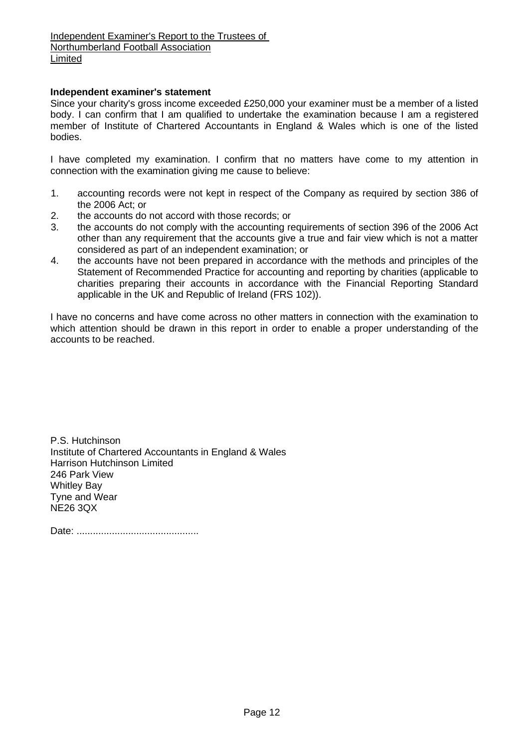Independent Examiner's Report to the Trustees of Northumberland Football Association Limited

**Independent examiner's statement**

Since your charity's gross income exceeded £250,000 your examiner must be a member of a listed body. I can confirm that I am qualified to undertake the examination because I am a registered member of Institute of Chartered Accountants in England & Wales which is one of the listed bodies.

I have completed my examination. I confirm that no matters have come to my attention in connection with the examination giving me cause to believe:

1. accounting records were not kept in respect of the Company as required by section 386 of the 2006 Act; or
2. the accounts do not accord with those records; or
3. the accounts do not comply with the accounting requirements of section 396 of the 2006 Act other than any requirement that the accounts give a true and fair view which is not a matter considered as part of an independent examination; or
4. the accounts have not been prepared in accordance with the methods and principles of the Statement of Recommended Practice for accounting and reporting by charities (applicable to charities preparing their accounts in accordance with the Financial Reporting Standard applicable in the UK and Republic of Ireland (FRS 102)).

I have no concerns and have come across no other matters in connection with the examination to which attention should be drawn in this report in order to enable a proper understanding of the accounts to be reached.

P.S. Hutchinson
Institute of Chartered Accountants in England & Wales
Harrison Hutchinson Limited
246 Park View
Whitley Bay
Tyne and Wear
NE26 3QX

Date: .............................................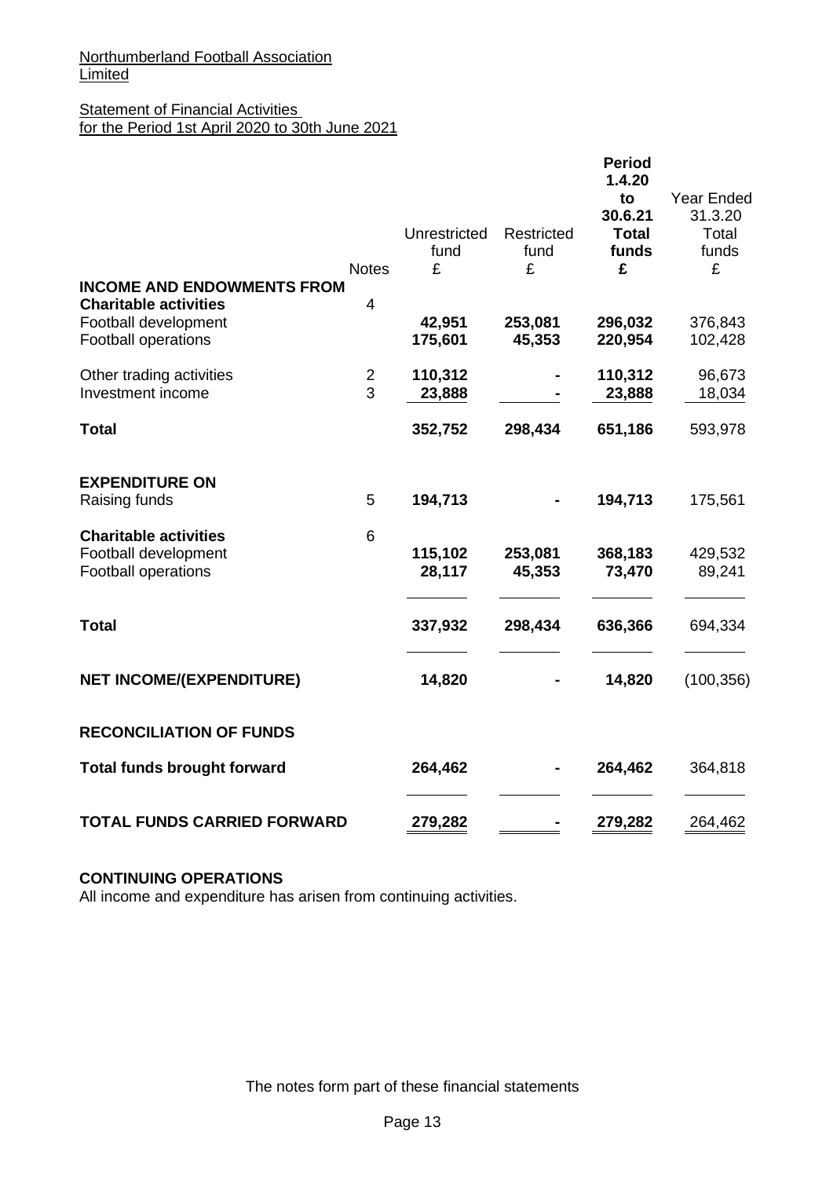Northumberland Football Association Limited

Statement of Financial Activities
for the Period 1st April 2020 to 30th June 2021

| | Notes | Unrestricted fund £ | Restricted fund £ | **Period 1.4.20 to 30.6.21 Total funds £** | Year Ended 31.3.20 Total funds £ |
|---|---|---|---|---|---|
| **INCOME AND ENDOWMENTS FROM** | | | | | |
| **Charitable activities** | 4 | | | | |
| Football development | | **42,951** | **253,081** | **296,032** | 376,843 |
| Football operations | | **175,601** | **45,353** | **220,954** | 102,428 |
| Other trading activities | 2 | **110,312** | **-** | **110,312** | 96,673 |
| Investment income | 3 | **23,888** | **-** | **23,888** | 18,034 |
| **Total** | | **352,752** | **298,434** | **651,186** | 593,978 |
| **EXPENDITURE ON** | | | | | |
| Raising funds | 5 | **194,713** | **-** | **194,713** | 175,561 |
| **Charitable activities** | 6 | | | | |
| Football development | | **115,102** | **253,081** | **368,183** | 429,532 |
| Football operations | | **28,117** | **45,353** | **73,470** | 89,241 |
| **Total** | | **337,932** | **298,434** | **636,366** | 694,334 |
| **NET INCOME/(EXPENDITURE)** | | **14,820** | **-** | **14,820** | (100,356) |
| **RECONCILIATION OF FUNDS** | | | | | |
| **Total funds brought forward** | | **264,462** | **-** | **264,462** | 364,818 |
| **TOTAL FUNDS CARRIED FORWARD** | | **279,282** | **-** | **279,282** | 264,462 |

**CONTINUING OPERATIONS**

All income and expenditure has arisen from continuing activities.

The notes form part of these financial statements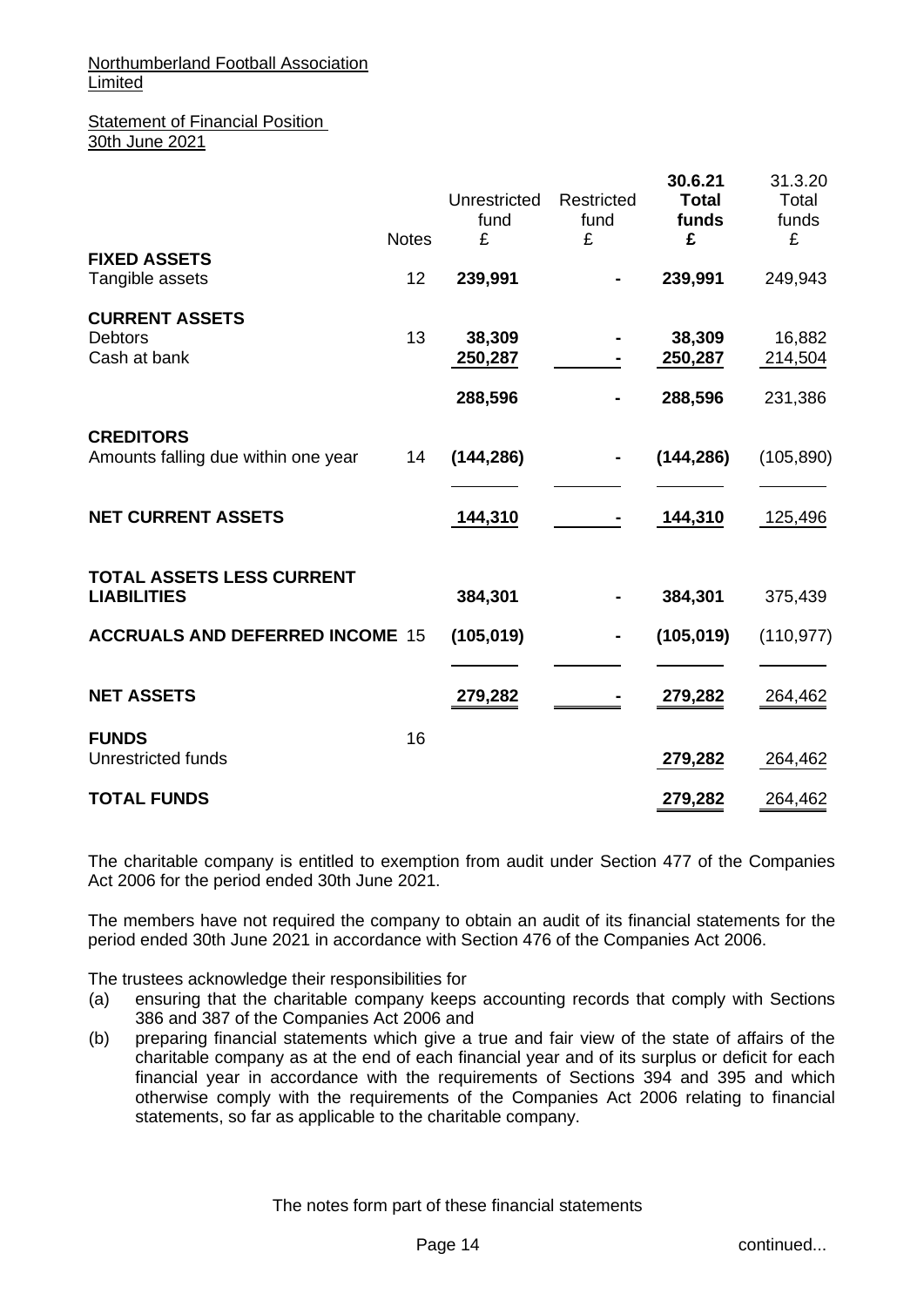Northumberland Football Association Limited

Statement of Financial Position
30th June 2021

| | Notes | Unrestricted fund £ | Restricted fund £ | 30.6.21 Total funds £ | 31.3.20 Total funds £ |
|---|---|---|---|---|---|
| **FIXED ASSETS** | | | | | |
| Tangible assets | 12 | **239,991** | **-** | **239,991** | 249,943 |
| **CURRENT ASSETS** | | | | | |
| Debtors | 13 | **38,309** | **-** | **38,309** | 16,882 |
| Cash at bank | | **250,287** | **-** | **250,287** | 214,504 |
| | | **288,596** | **-** | **288,596** | 231,386 |
| **CREDITORS** | | | | | |
| Amounts falling due within one year | 14 | **(144,286)** | **-** | **(144,286)** | (105,890) |
| **NET CURRENT ASSETS** | | **144,310** | **-** | **144,310** | 125,496 |
| **TOTAL ASSETS LESS CURRENT LIABILITIES** | | **384,301** | **-** | **384,301** | 375,439 |
| **ACCRUALS AND DEFERRED INCOME** | 15 | **(105,019)** | **-** | **(105,019)** | (110,977) |
| **NET ASSETS** | | **279,282** | **-** | **279,282** | 264,462 |
| **FUNDS** | 16 | | | | |
| Unrestricted funds | | | | **279,282** | 264,462 |
| **TOTAL FUNDS** | | | | **279,282** | 264,462 |

The charitable company is entitled to exemption from audit under Section 477 of the Companies Act 2006 for the period ended 30th June 2021.

The members have not required the company to obtain an audit of its financial statements for the period ended 30th June 2021 in accordance with Section 476 of the Companies Act 2006.

The trustees acknowledge their responsibilities for

(a) ensuring that the charitable company keeps accounting records that comply with Sections 386 and 387 of the Companies Act 2006 and

(b) preparing financial statements which give a true and fair view of the state of affairs of the charitable company as at the end of each financial year and of its surplus or deficit for each financial year in accordance with the requirements of Sections 394 and 395 and which otherwise comply with the requirements of the Companies Act 2006 relating to financial statements, so far as applicable to the charitable company.

The notes form part of these financial statements

continued...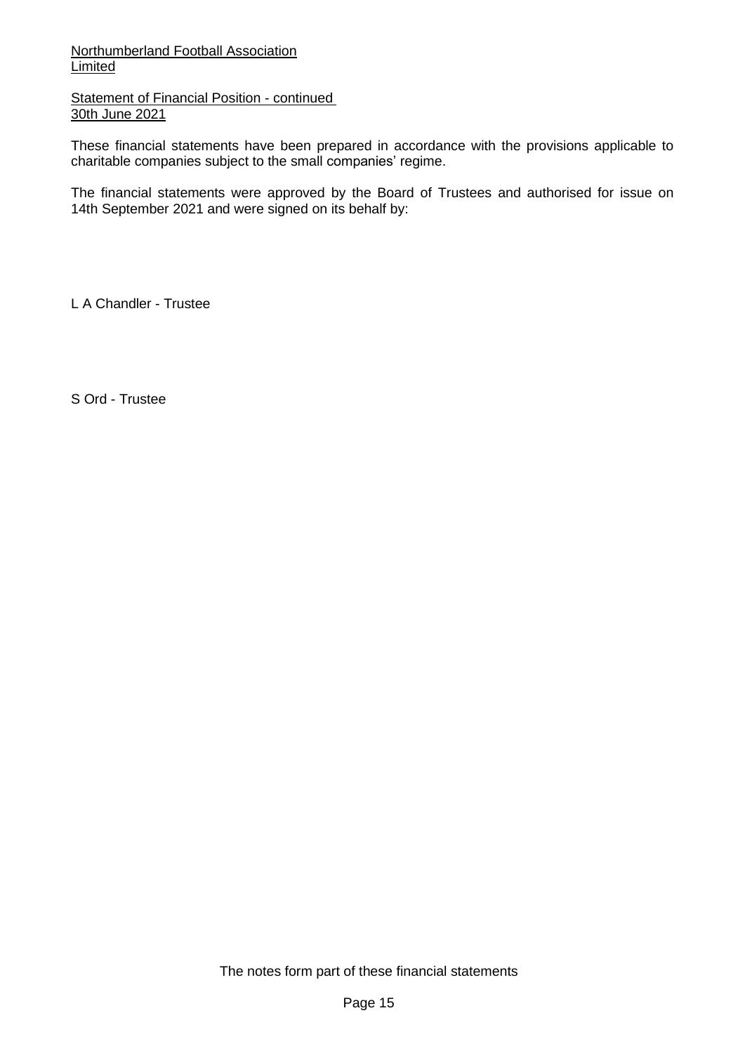Northumberland Football Association Limited

Statement of Financial Position - continued
30th June 2021

These financial statements have been prepared in accordance with the provisions applicable to charitable companies subject to the small companies' regime.

The financial statements were approved by the Board of Trustees and authorised for issue on 14th September 2021 and were signed on its behalf by:

L A Chandler - Trustee

S Ord - Trustee

The notes form part of these financial statements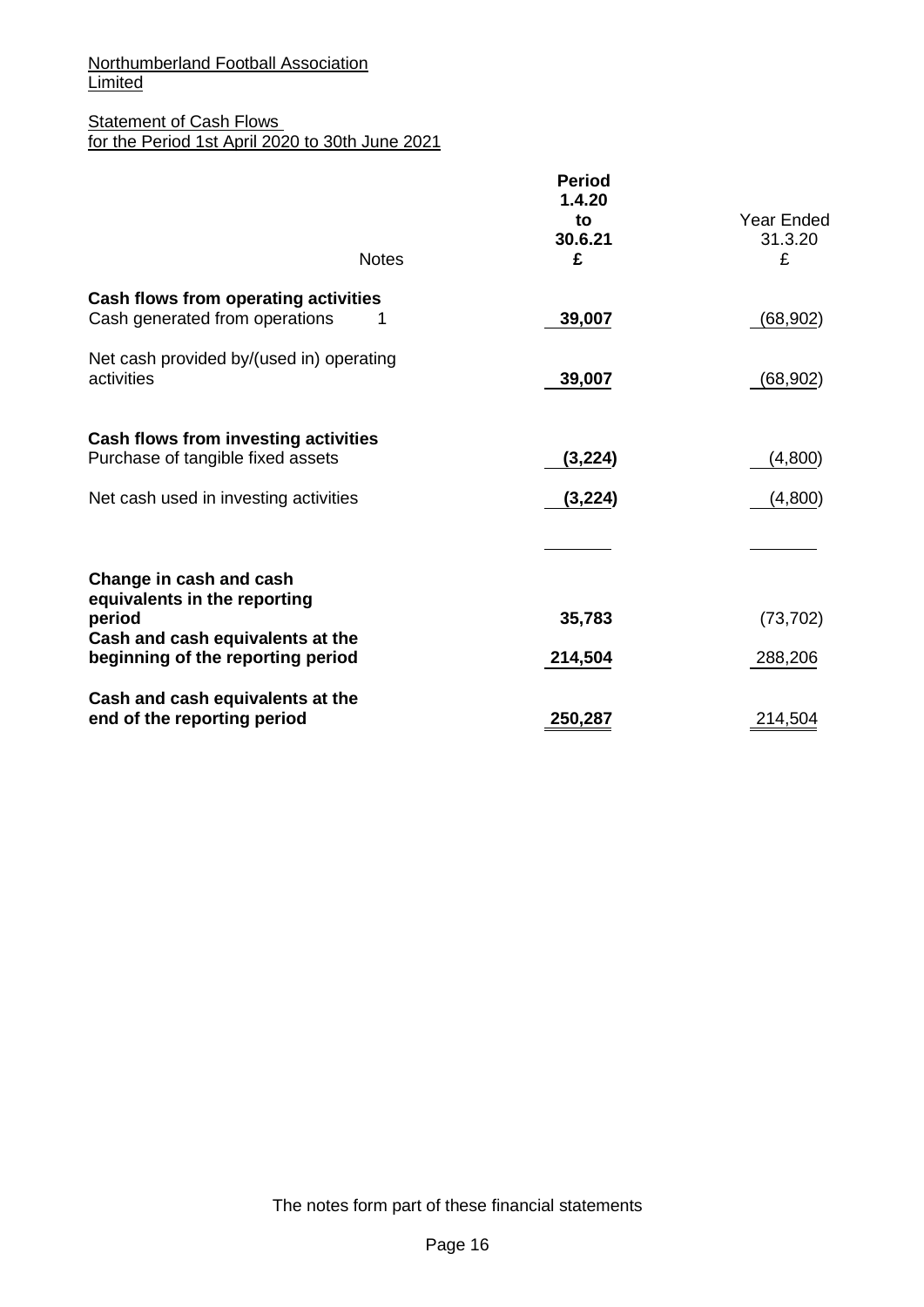Northumberland Football Association Limited

Statement of Cash Flows
for the Period 1st April 2020 to 30th June 2021

| | Notes | Period 1.4.20 to 30.6.21 £ | Year Ended 31.3.20 £ |
|---|---|---|---|
| **Cash flows from operating activities** | | | |
| Cash generated from operations | 1 | **39,007** | (68,902) |
| Net cash provided by/(used in) operating activities | | **39,007** | (68,902) |
| **Cash flows from investing activities** | | | |
| Purchase of tangible fixed assets | | **(3,224)** | (4,800) |
| Net cash used in investing activities | | **(3,224)** | (4,800) |
| **Change in cash and cash equivalents in the reporting period** | | **35,783** | (73,702) |
| **Cash and cash equivalents at the beginning of the reporting period** | | **214,504** | 288,206 |
| **Cash and cash equivalents at the end of the reporting period** | | **250,287** | 214,504 |

The notes form part of these financial statements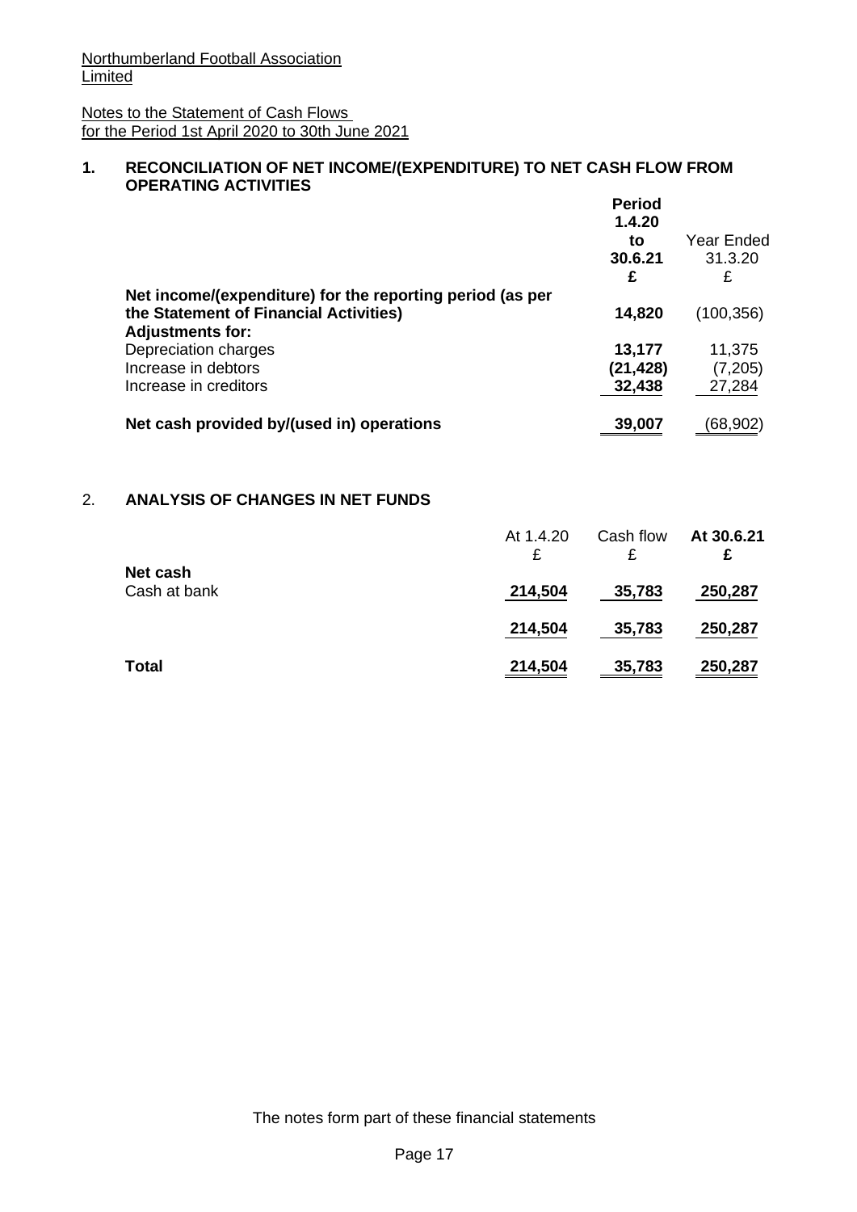Northumberland Football Association Limited

Notes to the Statement of Cash Flows
for the Period 1st April 2020 to 30th June 2021

## 1. RECONCILIATION OF NET INCOME/(EXPENDITURE) TO NET CASH FLOW FROM OPERATING ACTIVITIES

| | **Period 1.4.20 to 30.6.21 £** | Year Ended 31.3.20 £ |
|---|---|---|
| **Net income/(expenditure) for the reporting period (as per the Statement of Financial Activities)** | **14,820** | (100,356) |
| **Adjustments for:** | | |
| Depreciation charges | **13,177** | 11,375 |
| Increase in debtors | **(21,428)** | (7,205) |
| Increase in creditors | **32,438** | 27,284 |
| **Net cash provided by/(used in) operations** | **39,007** | (68,902) |

## 2. ANALYSIS OF CHANGES IN NET FUNDS

| | At 1.4.20 £ | Cash flow £ | **At 30.6.21 £** |
|---|---|---|---|
| **Net cash** | | | |
| Cash at bank | 214,504 | 35,783 | **250,287** |
| | 214,504 | 35,783 | **250,287** |
| **Total** | 214,504 | 35,783 | **250,287** |

The notes form part of these financial statements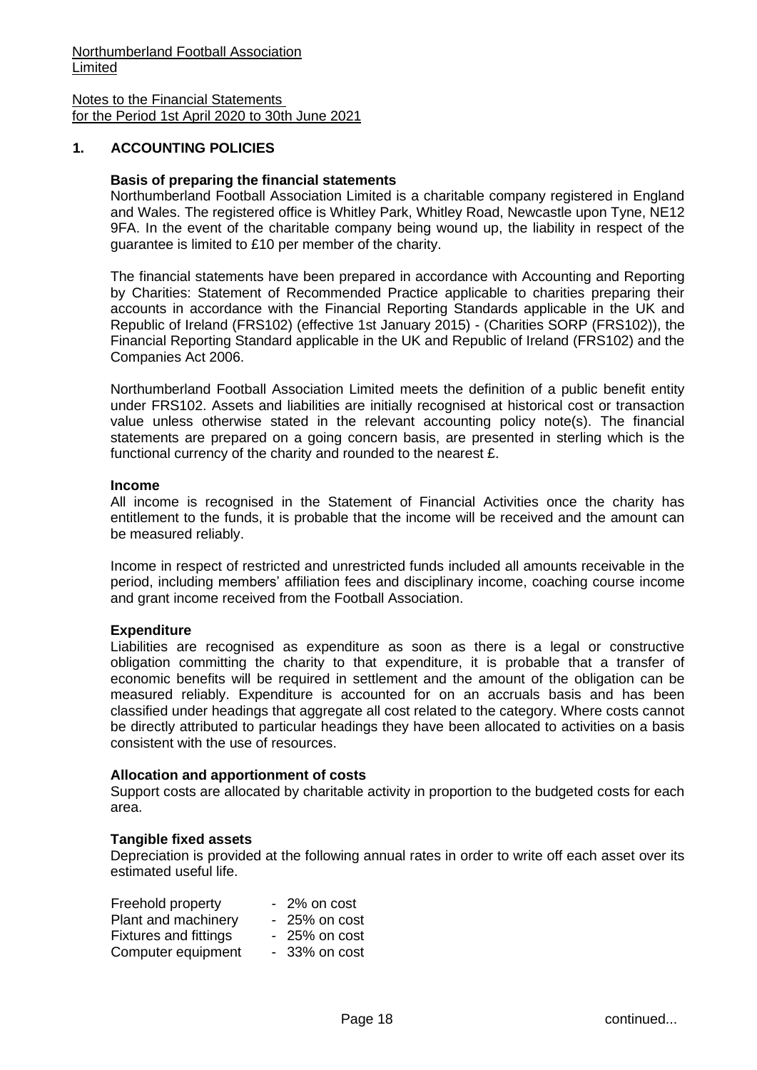Northumberland Football Association Limited

Notes to the Financial Statements for the Period 1st April 2020 to 30th June 2021

## 1. ACCOUNTING POLICIES

**Basis of preparing the financial statements**

Northumberland Football Association Limited is a charitable company registered in England and Wales. The registered office is Whitley Park, Whitley Road, Newcastle upon Tyne, NE12 9FA. In the event of the charitable company being wound up, the liability in respect of the guarantee is limited to £10 per member of the charity.

The financial statements have been prepared in accordance with Accounting and Reporting by Charities: Statement of Recommended Practice applicable to charities preparing their accounts in accordance with the Financial Reporting Standards applicable in the UK and Republic of Ireland (FRS102) (effective 1st January 2015) - (Charities SORP (FRS102)), the Financial Reporting Standard applicable in the UK and Republic of Ireland (FRS102) and the Companies Act 2006.

Northumberland Football Association Limited meets the definition of a public benefit entity under FRS102. Assets and liabilities are initially recognised at historical cost or transaction value unless otherwise stated in the relevant accounting policy note(s). The financial statements are prepared on a going concern basis, are presented in sterling which is the functional currency of the charity and rounded to the nearest £.

**Income**

All income is recognised in the Statement of Financial Activities once the charity has entitlement to the funds, it is probable that the income will be received and the amount can be measured reliably.

Income in respect of restricted and unrestricted funds included all amounts receivable in the period, including members' affiliation fees and disciplinary income, coaching course income and grant income received from the Football Association.

**Expenditure**

Liabilities are recognised as expenditure as soon as there is a legal or constructive obligation committing the charity to that expenditure, it is probable that a transfer of economic benefits will be required in settlement and the amount of the obligation can be measured reliably. Expenditure is accounted for on an accruals basis and has been classified under headings that aggregate all cost related to the category. Where costs cannot be directly attributed to particular headings they have been allocated to activities on a basis consistent with the use of resources.

**Allocation and apportionment of costs**

Support costs are allocated by charitable activity in proportion to the budgeted costs for each area.

**Tangible fixed assets**

Depreciation is provided at the following annual rates in order to write off each asset over its estimated useful life.

| | |
|---|---|
| Freehold property | - 2% on cost |
| Plant and machinery | - 25% on cost |
| Fixtures and fittings | - 25% on cost |
| Computer equipment | - 33% on cost |

continued...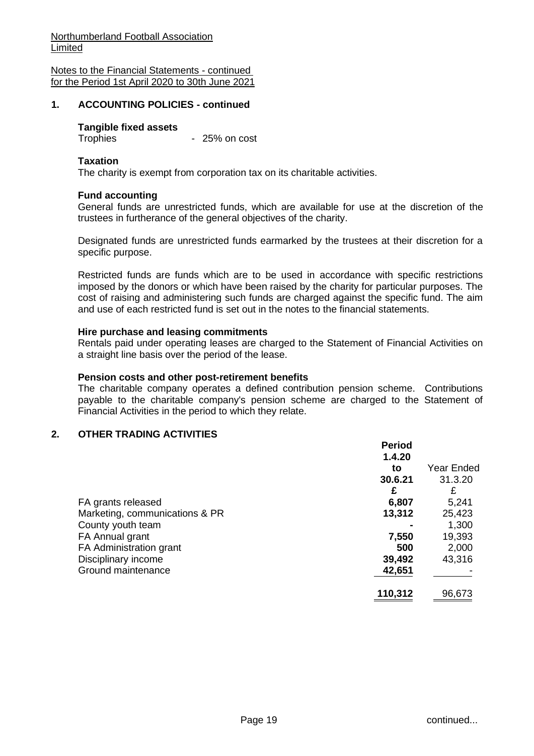Northumberland Football Association Limited

Notes to the Financial Statements - continued
for the Period 1st April 2020 to 30th June 2021

## 1. ACCOUNTING POLICIES - continued

### Tangible fixed assets

Trophies - 25% on cost

### Taxation

The charity is exempt from corporation tax on its charitable activities.

### Fund accounting

General funds are unrestricted funds, which are available for use at the discretion of the trustees in furtherance of the general objectives of the charity.

Designated funds are unrestricted funds earmarked by the trustees at their discretion for a specific purpose.

Restricted funds are funds which are to be used in accordance with specific restrictions imposed by the donors or which have been raised by the charity for particular purposes. The cost of raising and administering such funds are charged against the specific fund. The aim and use of each restricted fund is set out in the notes to the financial statements.

### Hire purchase and leasing commitments

Rentals paid under operating leases are charged to the Statement of Financial Activities on a straight line basis over the period of the lease.

### Pension costs and other post-retirement benefits

The charitable company operates a defined contribution pension scheme. Contributions payable to the charitable company's pension scheme are charged to the Statement of Financial Activities in the period to which they relate.

## 2. OTHER TRADING ACTIVITIES

| | **Period 1.4.20 to 30.6.21** | Year Ended 31.3.20 |
|---|---|---|
| | **£** | £ |
| FA grants released | **6,807** | 5,241 |
| Marketing, communications & PR | **13,312** | 25,423 |
| County youth team | **-** | 1,300 |
| FA Annual grant | **7,550** | 19,393 |
| FA Administration grant | **500** | 2,000 |
| Disciplinary income | **39,492** | 43,316 |
| Ground maintenance | **42,651** | - |
| | **110,312** | 96,673 |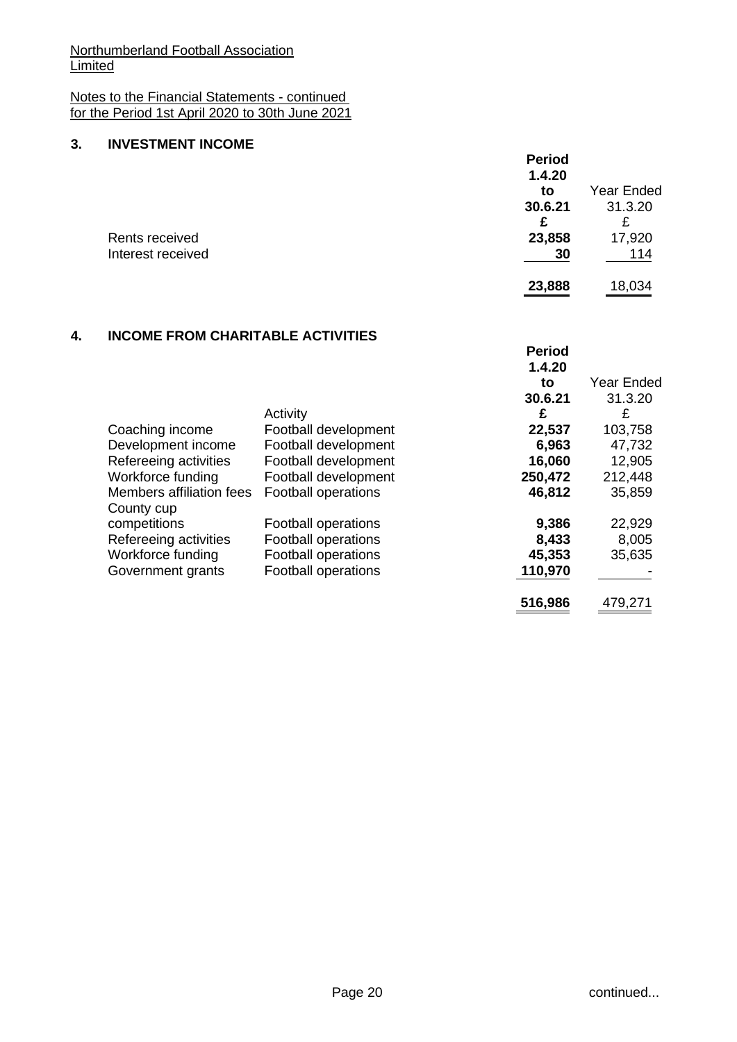Northumberland Football Association Limited

Notes to the Financial Statements - continued
for the Period 1st April 2020 to 30th June 2021

## 3. INVESTMENT INCOME

| | Period 1.4.20 to 30.6.21 £ | Year Ended 31.3.20 £ |
|---|---|---|
| Rents received | **23,858** | 17,920 |
| Interest received | **30** | 114 |
| | **23,888** | 18,034 |

## 4. INCOME FROM CHARITABLE ACTIVITIES

| | Activity | Period 1.4.20 to 30.6.21 £ | Year Ended 31.3.20 £ |
|---|---|---|---|
| Coaching income | Football development | **22,537** | 103,758 |
| Development income | Football development | **6,963** | 47,732 |
| Refereeing activities | Football development | **16,060** | 12,905 |
| Workforce funding | Football development | **250,472** | 212,448 |
| Members affiliation fees | Football operations | **46,812** | 35,859 |
| County cup competitions | Football operations | **9,386** | 22,929 |
| Refereeing activities | Football operations | **8,433** | 8,005 |
| Workforce funding | Football operations | **45,353** | 35,635 |
| Government grants | Football operations | **110,970** | - |
| | | **516,986** | 479,271 |

continued...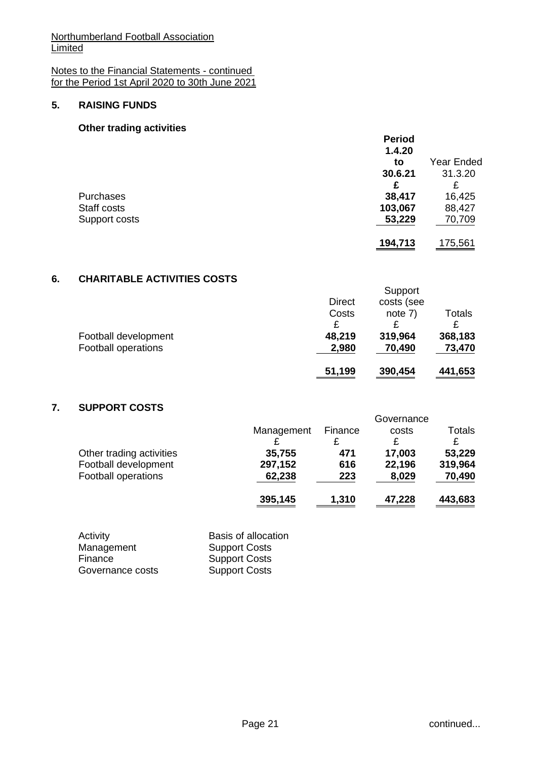Northumberland Football Association Limited

Notes to the Financial Statements - continued
for the Period 1st April 2020 to 30th June 2021

## 5. RAISING FUNDS

### Other trading activities

| | Period 1.4.20 to 30.6.21 | Year Ended 31.3.20 |
|---|---|---|
| | **£** | £ |
| Purchases | **38,417** | 16,425 |
| Staff costs | **103,067** | 88,427 |
| Support costs | **53,229** | 70,709 |
| | **194,713** | 175,561 |

## 6. CHARITABLE ACTIVITIES COSTS

| | Direct Costs | Support costs (see note 7) | Totals |
|---|---|---|---|
| | £ | £ | £ |
| Football development | **48,219** | **319,964** | **368,183** |
| Football operations | **2,980** | **70,490** | **73,470** |
| | **51,199** | **390,454** | **441,653** |

## 7. SUPPORT COSTS

| | Management | Finance | Governance costs | Totals |
|---|---|---|---|---|
| | £ | £ | £ | £ |
| Other trading activities | **35,755** | **471** | **17,003** | **53,229** |
| Football development | **297,152** | **616** | **22,196** | **319,964** |
| Football operations | **62,238** | **223** | **8,029** | **70,490** |
| | **395,145** | **1,310** | **47,228** | **443,683** |

| Activity | Basis of allocation |
|---|---|
| Management | Support Costs |
| Finance | Support Costs |
| Governance costs | Support Costs |

continued...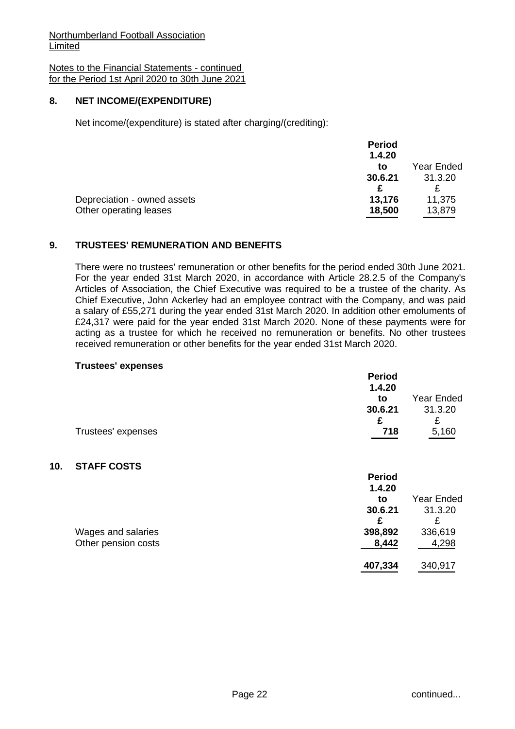Northumberland Football Association Limited

Notes to the Financial Statements - continued
for the Period 1st April 2020 to 30th June 2021

## 8. NET INCOME/(EXPENDITURE)

Net income/(expenditure) is stated after charging/(crediting):

| | Period 1.4.20 to 30.6.21 | Year Ended 31.3.20 |
|---|---|---|
| | £ | £ |
| Depreciation - owned assets | 13,176 | 11,375 |
| Other operating leases | 18,500 | 13,879 |

## 9. TRUSTEES' REMUNERATION AND BENEFITS

There were no trustees' remuneration or other benefits for the period ended 30th June 2021. For the year ended 31st March 2020, in accordance with Article 28.2.5 of the Company's Articles of Association, the Chief Executive was required to be a trustee of the charity. As Chief Executive, John Ackerley had an employee contract with the Company, and was paid a salary of £55,271 during the year ended 31st March 2020. In addition other emoluments of £24,317 were paid for the year ended 31st March 2020. None of these payments were for acting as a trustee for which he received no remuneration or benefits. No other trustees received remuneration or other benefits for the year ended 31st March 2020.

**Trustees' expenses**

| | Period 1.4.20 to 30.6.21 | Year Ended 31.3.20 |
|---|---|---|
| | £ | £ |
| Trustees' expenses | 718 | 5,160 |

## 10. STAFF COSTS

| | Period 1.4.20 to 30.6.21 | Year Ended 31.3.20 |
|---|---|---|
| | £ | £ |
| Wages and salaries | 398,892 | 336,619 |
| Other pension costs | 8,442 | 4,298 |
| | 407,334 | 340,917 |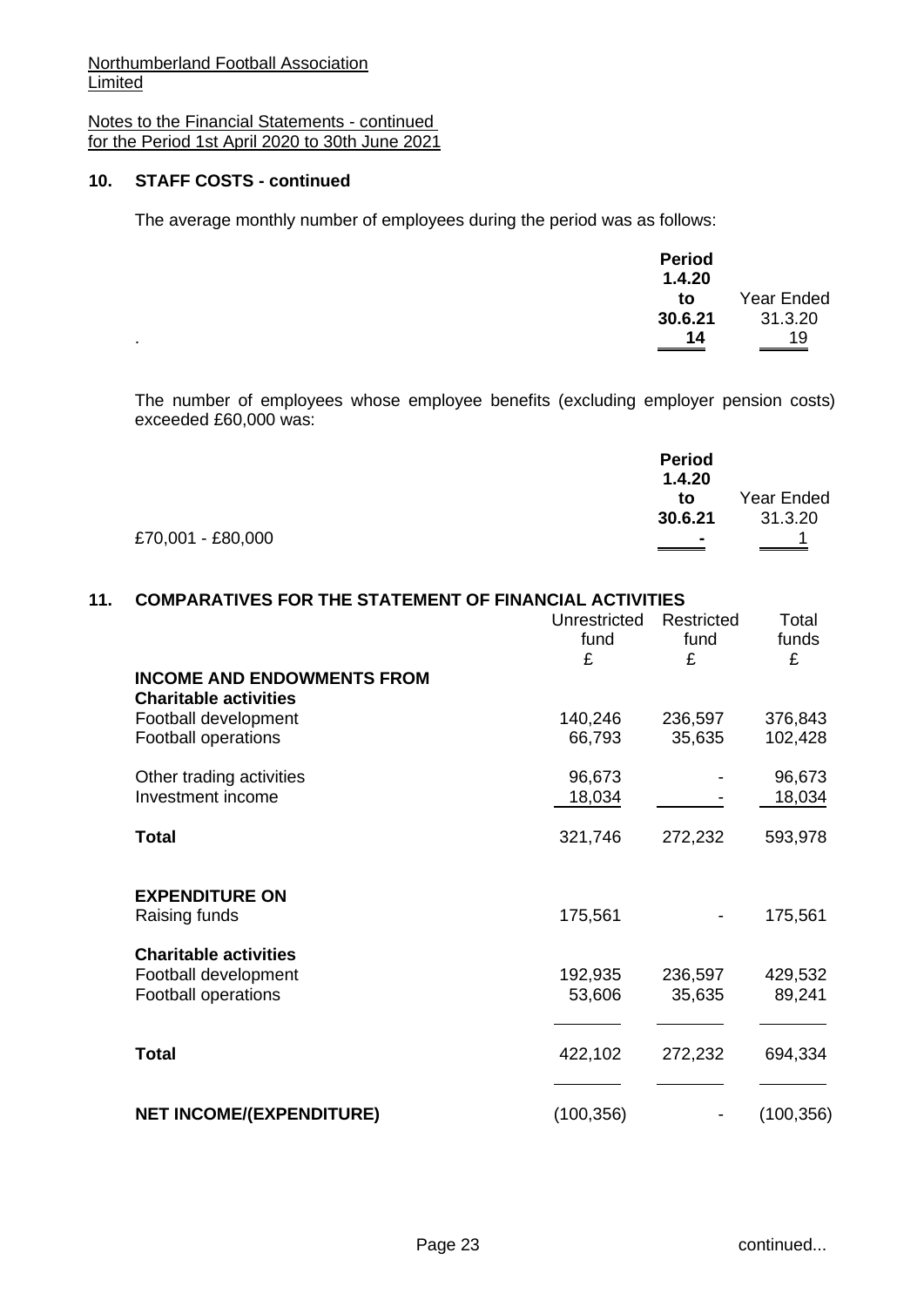Northumberland Football Association Limited

Notes to the Financial Statements - continued for the Period 1st April 2020 to 30th June 2021

## 10. STAFF COSTS - continued

The average monthly number of employees during the period was as follows:

| | Period 1.4.20 to 30.6.21 | Year Ended 31.3.20 |
|---|---|---|
| . | 14 | 19 |

The number of employees whose employee benefits (excluding employer pension costs) exceeded £60,000 was:

| | Period 1.4.20 to 30.6.21 | Year Ended 31.3.20 |
|---|---|---|
| £70,001 - £80,000 | - | 1 |

## 11. COMPARATIVES FOR THE STATEMENT OF FINANCIAL ACTIVITIES

| | Unrestricted fund £ | Restricted fund £ | Total funds £ |
|---|---|---|---|
| **INCOME AND ENDOWMENTS FROM** | | | |
| **Charitable activities** | | | |
| Football development | 140,246 | 236,597 | 376,843 |
| Football operations | 66,793 | 35,635 | 102,428 |
| Other trading activities | 96,673 | - | 96,673 |
| Investment income | 18,034 | - | 18,034 |
| **Total** | 321,746 | 272,232 | 593,978 |
| **EXPENDITURE ON** | | | |
| Raising funds | 175,561 | - | 175,561 |
| **Charitable activities** | | | |
| Football development | 192,935 | 236,597 | 429,532 |
| Football operations | 53,606 | 35,635 | 89,241 |
| **Total** | 422,102 | 272,232 | 694,334 |
| **NET INCOME/(EXPENDITURE)** | (100,356) | - | (100,356) |

continued...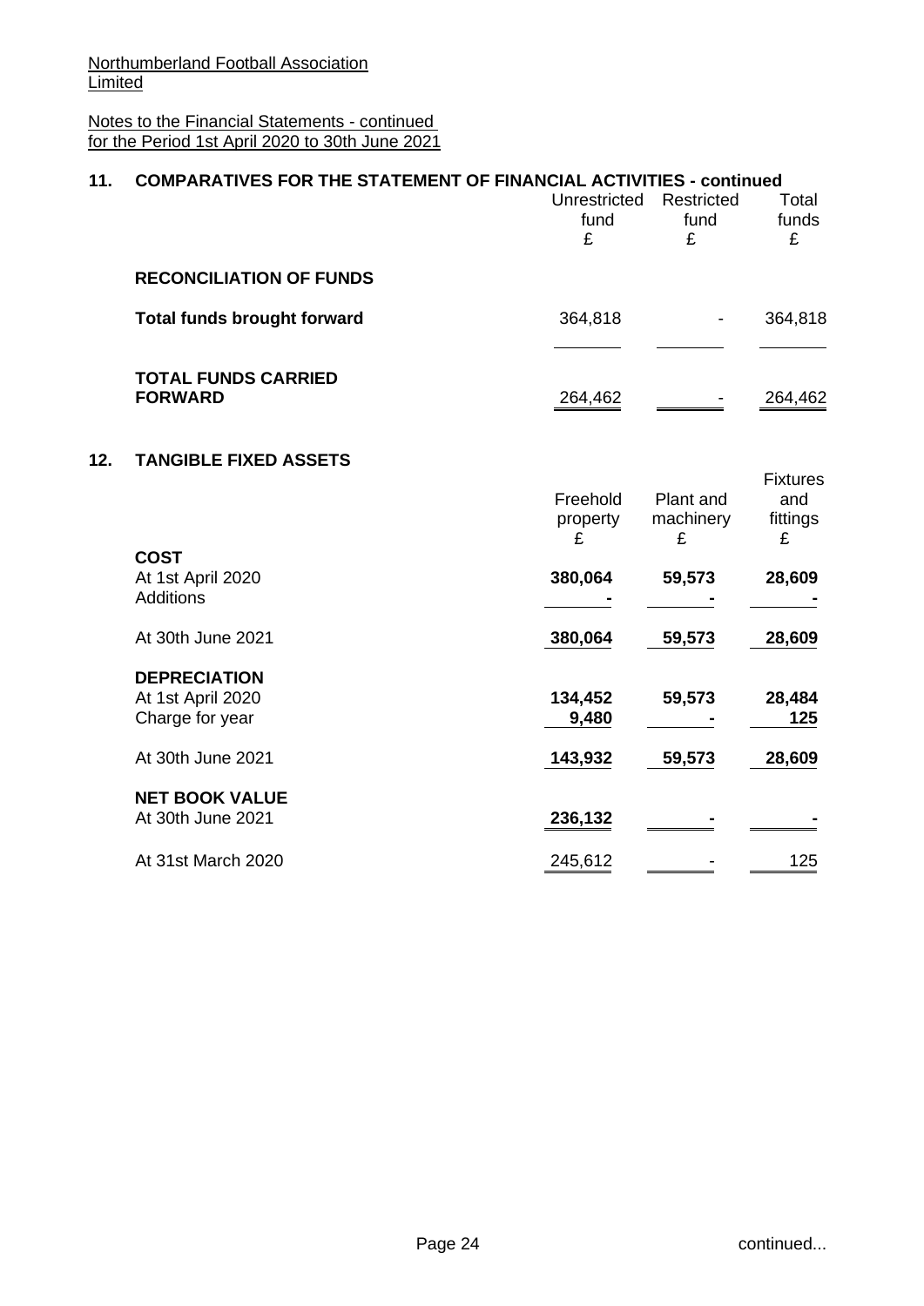Northumberland Football Association Limited

Notes to the Financial Statements - continued
for the Period 1st April 2020 to 30th June 2021

## 11. COMPARATIVES FOR THE STATEMENT OF FINANCIAL ACTIVITIES - continued

| | Unrestricted fund £ | Restricted fund £ | Total funds £ |
|---|---|---|---|
| **RECONCILIATION OF FUNDS** | | | |
| **Total funds brought forward** | 364,818 | - | 364,818 |
| **TOTAL FUNDS CARRIED FORWARD** | 264,462 | - | 264,462 |

## 12. TANGIBLE FIXED ASSETS

| | Freehold property £ | Plant and machinery £ | Fixtures and fittings £ |
|---|---|---|---|
| **COST** | | | |
| At 1st April 2020 | **380,064** | **59,573** | **28,609** |
| Additions | **-** | **-** | **-** |
| At 30th June 2021 | **380,064** | **59,573** | **28,609** |
| **DEPRECIATION** | | | |
| At 1st April 2020 | **134,452** | **59,573** | **28,484** |
| Charge for year | **9,480** | **-** | **125** |
| At 30th June 2021 | **143,932** | **59,573** | **28,609** |
| **NET BOOK VALUE** | | | |
| At 30th June 2021 | **236,132** | **-** | **-** |
| At 31st March 2020 | 245,612 | - | 125 |

continued...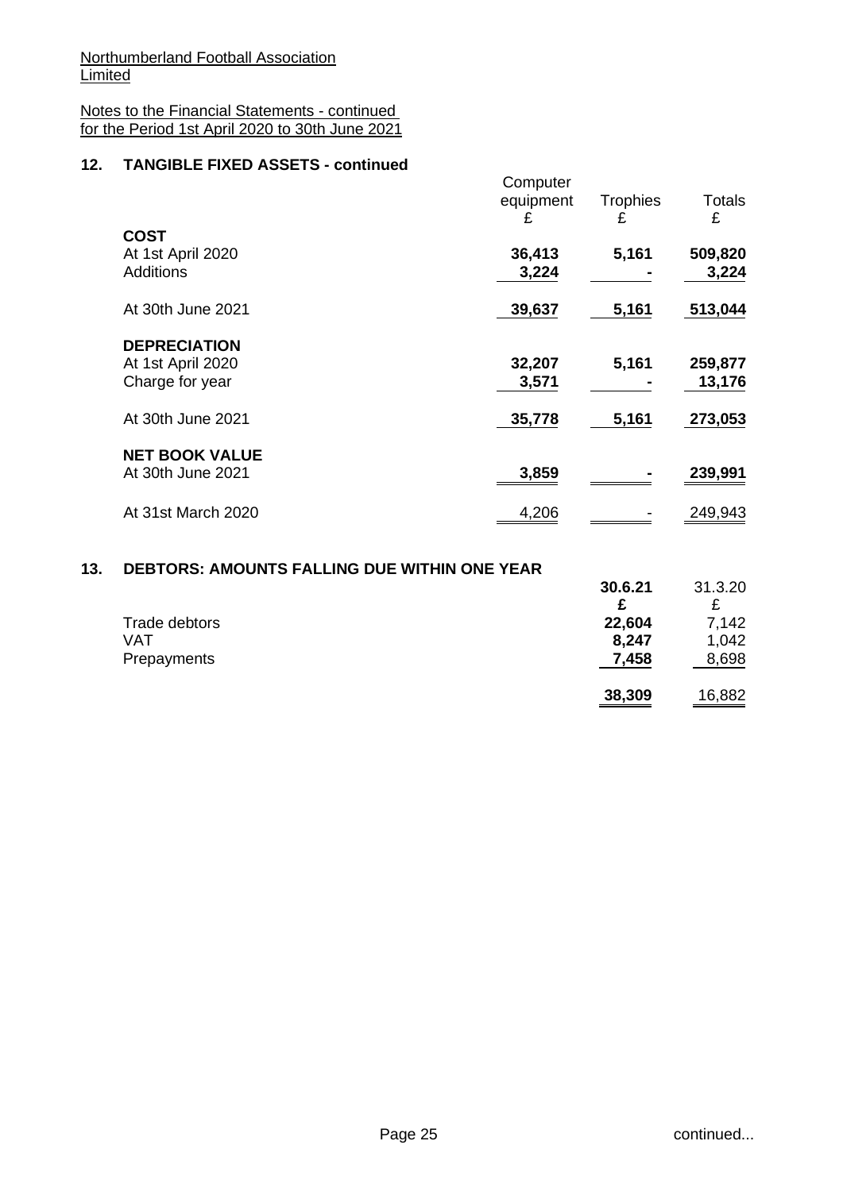Northumberland Football Association Limited

Notes to the Financial Statements - continued
for the Period 1st April 2020 to 30th June 2021

## 12. TANGIBLE FIXED ASSETS - continued

| | Computer equipment £ | Trophies £ | Totals £ |
|---|---|---|---|
| **COST** | | | |
| At 1st April 2020 | **36,413** | **5,161** | **509,820** |
| Additions | **3,224** | **-** | **3,224** |
| At 30th June 2021 | **39,637** | **5,161** | **513,044** |
| **DEPRECIATION** | | | |
| At 1st April 2020 | **32,207** | **5,161** | **259,877** |
| Charge for year | **3,571** | **-** | **13,176** |
| At 30th June 2021 | **35,778** | **5,161** | **273,053** |
| **NET BOOK VALUE** | | | |
| At 30th June 2021 | **3,859** | **-** | **239,991** |
| At 31st March 2020 | 4,206 | - | 249,943 |

## 13. DEBTORS: AMOUNTS FALLING DUE WITHIN ONE YEAR

| | 30.6.21 £ | 31.3.20 £ |
|---|---|---|
| Trade debtors | **22,604** | 7,142 |
| VAT | **8,247** | 1,042 |
| Prepayments | **7,458** | 8,698 |
| | **38,309** | 16,882 |

continued...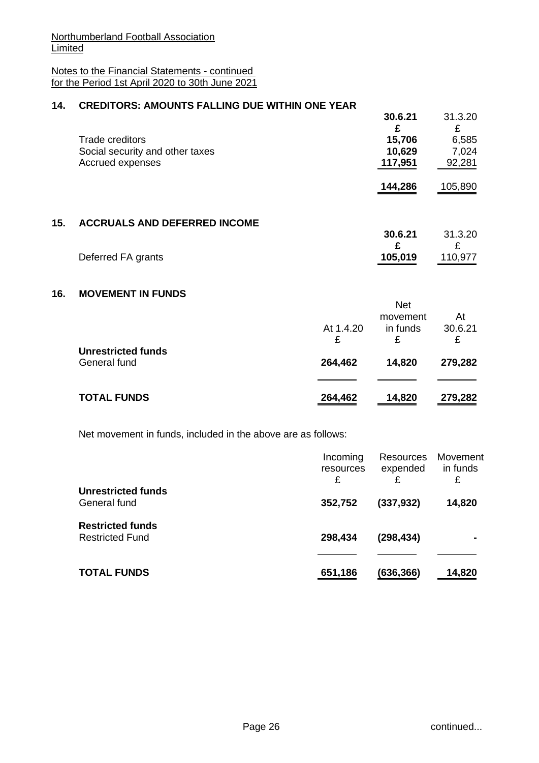Northumberland Football Association Limited

Notes to the Financial Statements - continued for the Period 1st April 2020 to 30th June 2021

## 14. CREDITORS: AMOUNTS FALLING DUE WITHIN ONE YEAR

| | 30.6.21 | 31.3.20 |
|---|---|---|
| | £ | £ |
| Trade creditors | 15,706 | 6,585 |
| Social security and other taxes | 10,629 | 7,024 |
| Accrued expenses | 117,951 | 92,281 |
| | 144,286 | 105,890 |

## 15. ACCRUALS AND DEFERRED INCOME

| | 30.6.21 | 31.3.20 |
|---|---|---|
| | £ | £ |
| Deferred FA grants | 105,019 | 110,977 |

## 16. MOVEMENT IN FUNDS

| | At 1.4.20 | Net movement in funds | At 30.6.21 |
|---|---|---|---|
| | £ | £ | £ |
| **Unrestricted funds** | | | |
| General fund | 264,462 | 14,820 | 279,282 |
| **TOTAL FUNDS** | 264,462 | 14,820 | 279,282 |

Net movement in funds, included in the above are as follows:

| | Incoming resources | Resources expended | Movement in funds |
|---|---|---|---|
| | £ | £ | £ |
| **Unrestricted funds** | | | |
| General fund | 352,752 | (337,932) | 14,820 |
| **Restricted funds** | | | |
| Restricted Fund | 298,434 | (298,434) | - |
| **TOTAL FUNDS** | 651,186 | (636,366) | 14,820 |

continued...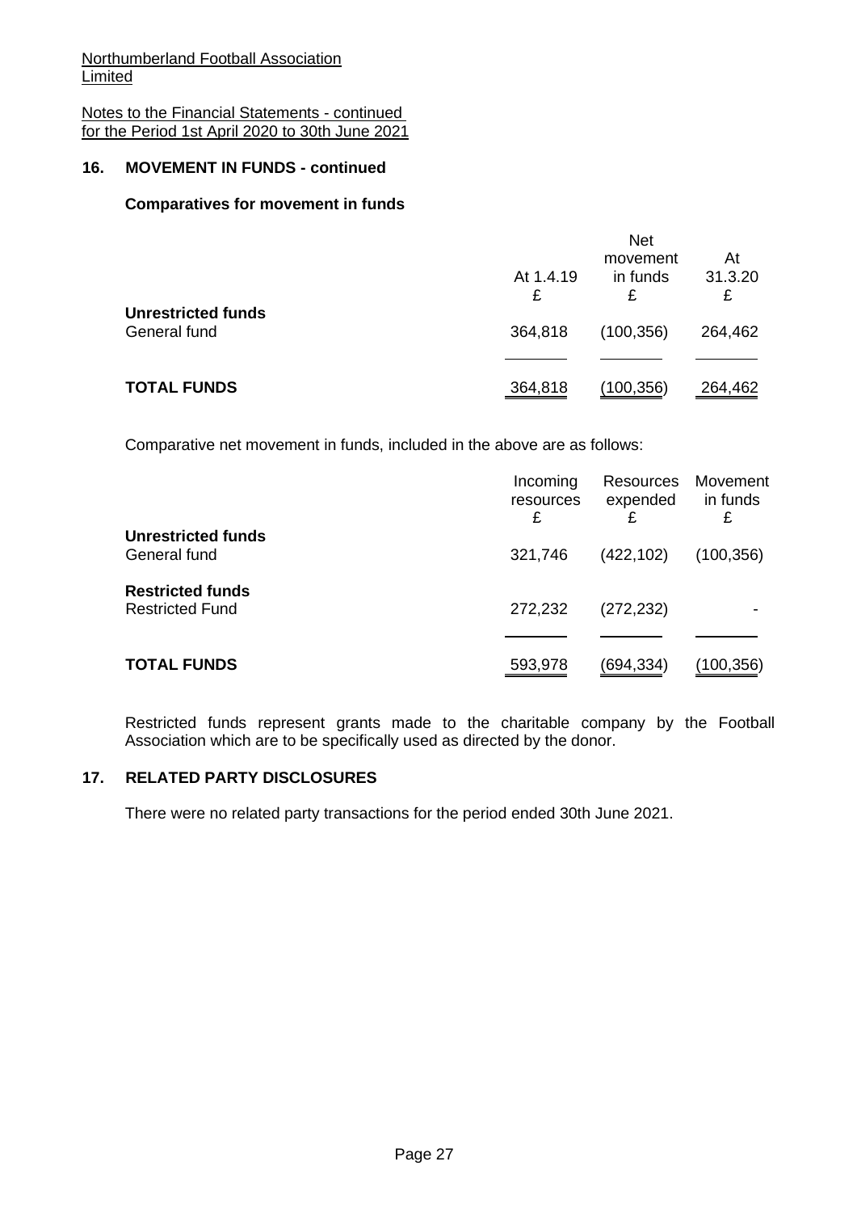Northumberland Football Association Limited

Notes to the Financial Statements - continued for the Period 1st April 2020 to 30th June 2021

## 16. MOVEMENT IN FUNDS - continued

### Comparatives for movement in funds

| | At 1.4.19 £ | Net movement in funds £ | At 31.3.20 £ |
|---|---|---|---|
| **Unrestricted funds** | | | |
| General fund | 364,818 | (100,356) | 264,462 |
| **TOTAL FUNDS** | 364,818 | (100,356) | 264,462 |

Comparative net movement in funds, included in the above are as follows:

| | Incoming resources £ | Resources expended £ | Movement in funds £ |
|---|---|---|---|
| **Unrestricted funds** | | | |
| General fund | 321,746 | (422,102) | (100,356) |
| **Restricted funds** | | | |
| Restricted Fund | 272,232 | (272,232) | - |
| **TOTAL FUNDS** | 593,978 | (694,334) | (100,356) |

Restricted funds represent grants made to the charitable company by the Football Association which are to be specifically used as directed by the donor.

## 17. RELATED PARTY DISCLOSURES

There were no related party transactions for the period ended 30th June 2021.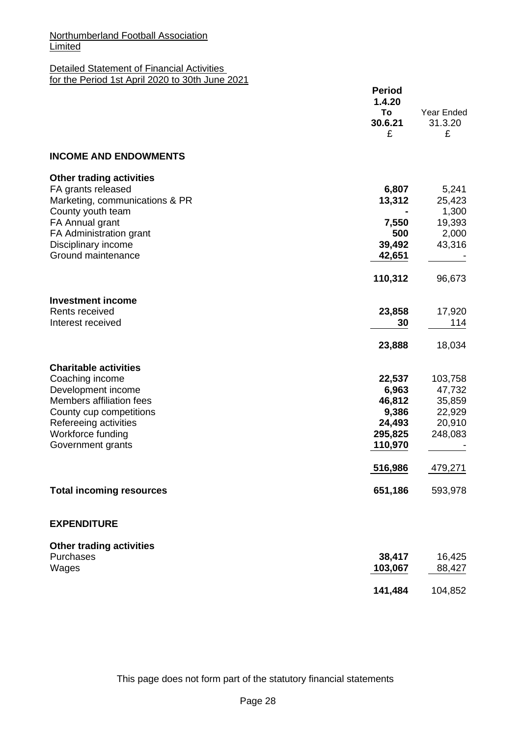Northumberland Football Association Limited

Detailed Statement of Financial Activities for the Period 1st April 2020 to 30th June 2021

| | Period 1.4.20 To 30.6.21 £ | Year Ended 31.3.20 £ |
|---|---|---|
| **INCOME AND ENDOWMENTS** | | |
| **Other trading activities** | | |
| FA grants released | **6,807** | 5,241 |
| Marketing, communications & PR | **13,312** | 25,423 |
| County youth team | **-** | 1,300 |
| FA Annual grant | **7,550** | 19,393 |
| FA Administration grant | **500** | 2,000 |
| Disciplinary income | **39,492** | 43,316 |
| Ground maintenance | **42,651** | - |
| | **110,312** | 96,673 |
| **Investment income** | | |
| Rents received | **23,858** | 17,920 |
| Interest received | **30** | 114 |
| | **23,888** | 18,034 |
| **Charitable activities** | | |
| Coaching income | **22,537** | 103,758 |
| Development income | **6,963** | 47,732 |
| Members affiliation fees | **46,812** | 35,859 |
| County cup competitions | **9,386** | 22,929 |
| Refereeing activities | **24,493** | 20,910 |
| Workforce funding | **295,825** | 248,083 |
| Government grants | **110,970** | - |
| | **516,986** | 479,271 |
| **Total incoming resources** | **651,186** | 593,978 |
| **EXPENDITURE** | | |
| **Other trading activities** | | |
| Purchases | **38,417** | 16,425 |
| Wages | **103,067** | 88,427 |
| | **141,484** | 104,852 |

This page does not form part of the statutory financial statements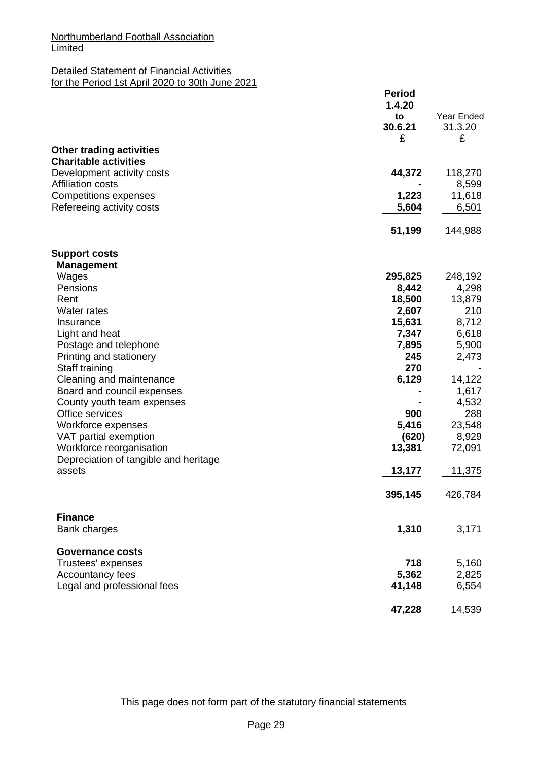Northumberland Football Association Limited

Detailed Statement of Financial Activities for the Period 1st April 2020 to 30th June 2021

| | Period 1.4.20 to 30.6.21 £ | Year Ended 31.3.20 £ |
|---|---|---|
| **Other trading activities** | | |
| **Charitable activities** | | |
| Development activity costs | **44,372** | 118,270 |
| Affiliation costs | **-** | 8,599 |
| Competitions expenses | **1,223** | 11,618 |
| Refereeing activity costs | **5,604** | 6,501 |
| | **51,199** | 144,988 |
| **Support costs** | | |
| **Management** | | |
| Wages | **295,825** | 248,192 |
| Pensions | **8,442** | 4,298 |
| Rent | **18,500** | 13,879 |
| Water rates | **2,607** | 210 |
| Insurance | **15,631** | 8,712 |
| Light and heat | **7,347** | 6,618 |
| Postage and telephone | **7,895** | 5,900 |
| Printing and stationery | **245** | 2,473 |
| Staff training | **270** | - |
| Cleaning and maintenance | **6,129** | 14,122 |
| Board and council expenses | **-** | 1,617 |
| County youth team expenses | **-** | 4,532 |
| Office services | **900** | 288 |
| Workforce expenses | **5,416** | 23,548 |
| VAT partial exemption | **(620)** | 8,929 |
| Workforce reorganisation | **13,381** | 72,091 |
| Depreciation of tangible and heritage assets | **13,177** | 11,375 |
| | **395,145** | 426,784 |
| **Finance** | | |
| Bank charges | **1,310** | 3,171 |
| **Governance costs** | | |
| Trustees' expenses | **718** | 5,160 |
| Accountancy fees | **5,362** | 2,825 |
| Legal and professional fees | **41,148** | 6,554 |
| | **47,228** | 14,539 |

This page does not form part of the statutory financial statements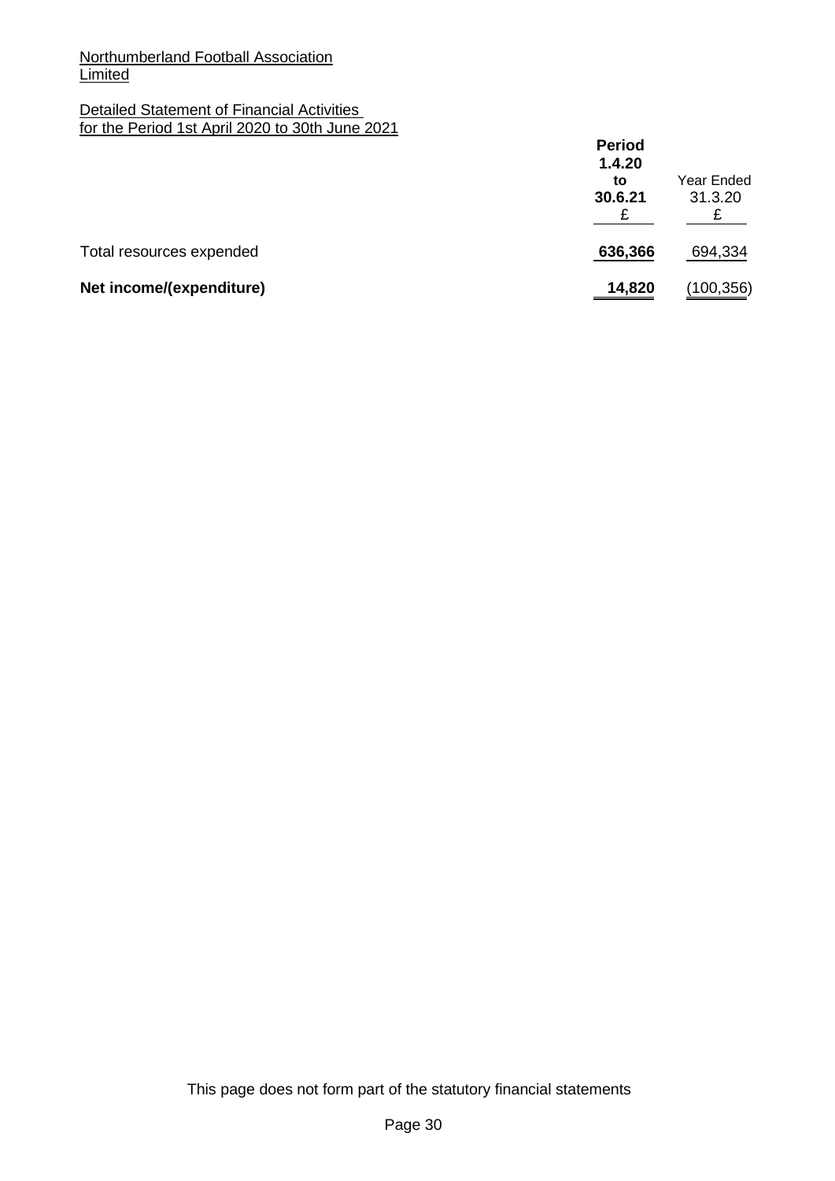Northumberland Football Association Limited

Detailed Statement of Financial Activities for the Period 1st April 2020 to 30th June 2021

| | Period 1.4.20 to 30.6.21 £ | Year Ended 31.3.20 £ |
|---|---|---|
| Total resources expended | **636,366** | 694,334 |
| **Net income/(expenditure)** | **14,820** | (100,356) |

This page does not form part of the statutory financial statements